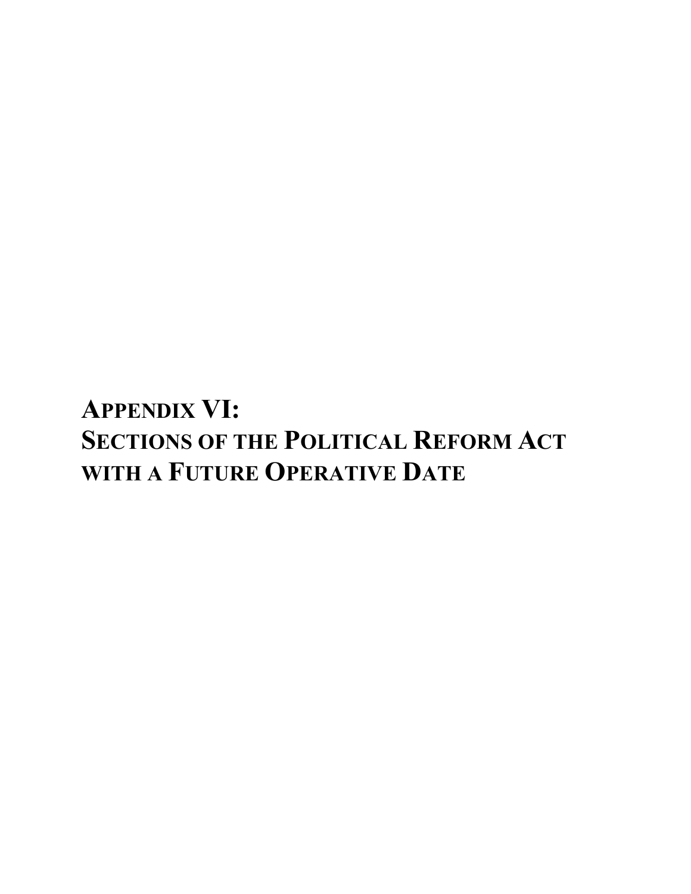# APPENDIX VI:
# SECTIONS OF THE POLITICAL REFORM ACT WITH A FUTURE OPERATIVE DATE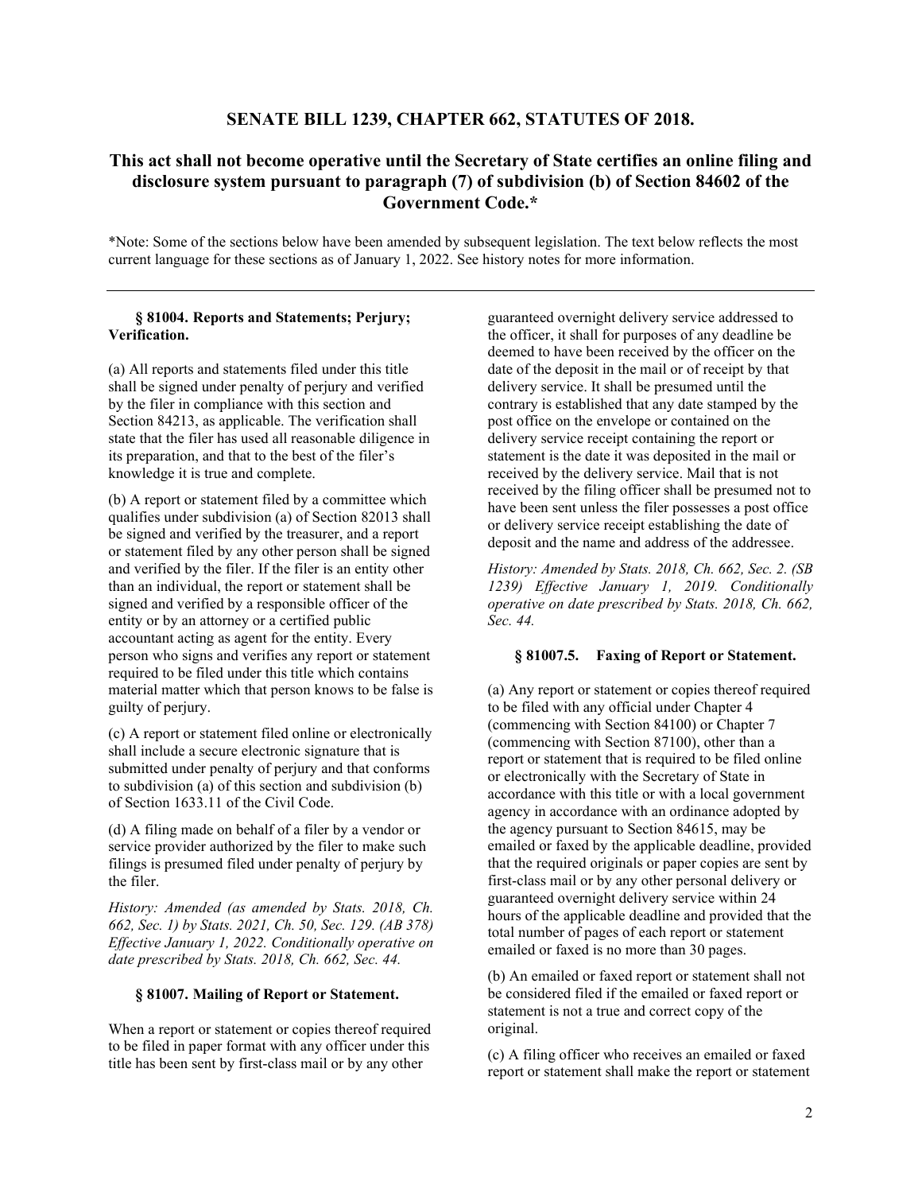## SENATE BILL 1239, CHAPTER 662, STATUTES OF 2018.

## This act shall not become operative until the Secretary of State certifies an online filing and disclosure system pursuant to paragraph (7) of subdivision (b) of Section 84602 of the Government Code.*

*Note: Some of the sections below have been amended by subsequent legislation. The text below reflects the most current language for these sections as of January 1, 2022. See history notes for more information.

---

### § 81004. Reports and Statements; Perjury; Verification.

(a) All reports and statements filed under this title shall be signed under penalty of perjury and verified by the filer in compliance with this section and Section 84213, as applicable. The verification shall state that the filer has used all reasonable diligence in its preparation, and that to the best of the filer's knowledge it is true and complete.

(b) A report or statement filed by a committee which qualifies under subdivision (a) of Section 82013 shall be signed and verified by the treasurer, and a report or statement filed by any other person shall be signed and verified by the filer. If the filer is an entity other than an individual, the report or statement shall be signed and verified by a responsible officer of the entity or by an attorney or a certified public accountant acting as agent for the entity. Every person who signs and verifies any report or statement required to be filed under this title which contains material matter which that person knows to be false is guilty of perjury.

(c) A report or statement filed online or electronically shall include a secure electronic signature that is submitted under penalty of perjury and that conforms to subdivision (a) of this section and subdivision (b) of Section 1633.11 of the Civil Code.

(d) A filing made on behalf of a filer by a vendor or service provider authorized by the filer to make such filings is presumed filed under penalty of perjury by the filer.

*History: Amended (as amended by Stats. 2018, Ch. 662, Sec. 1) by Stats. 2021, Ch. 50, Sec. 129. (AB 378) Effective January 1, 2022. Conditionally operative on date prescribed by Stats. 2018, Ch. 662, Sec. 44.*

### § 81007. Mailing of Report or Statement.

When a report or statement or copies thereof required to be filed in paper format with any officer under this title has been sent by first-class mail or by any other guaranteed overnight delivery service addressed to the officer, it shall for purposes of any deadline be deemed to have been received by the officer on the date of the deposit in the mail or of receipt by that delivery service. It shall be presumed until the contrary is established that any date stamped by the post office on the envelope or contained on the delivery service receipt containing the report or statement is the date it was deposited in the mail or received by the delivery service. Mail that is not received by the filing officer shall be presumed not to have been sent unless the filer possesses a post office or delivery service receipt establishing the date of deposit and the name and address of the addressee.

*History: Amended by Stats. 2018, Ch. 662, Sec. 2. (SB 1239) Effective January 1, 2019. Conditionally operative on date prescribed by Stats. 2018, Ch. 662, Sec. 44.*

### § 81007.5. Faxing of Report or Statement.

(a) Any report or statement or copies thereof required to be filed with any official under Chapter 4 (commencing with Section 84100) or Chapter 7 (commencing with Section 87100), other than a report or statement that is required to be filed online or electronically with the Secretary of State in accordance with this title or with a local government agency in accordance with an ordinance adopted by the agency pursuant to Section 84615, may be emailed or faxed by the applicable deadline, provided that the required originals or paper copies are sent by first-class mail or by any other personal delivery or guaranteed overnight delivery service within 24 hours of the applicable deadline and provided that the total number of pages of each report or statement emailed or faxed is no more than 30 pages.

(b) An emailed or faxed report or statement shall not be considered filed if the emailed or faxed report or statement is not a true and correct copy of the original.

(c) A filing officer who receives an emailed or faxed report or statement shall make the report or statement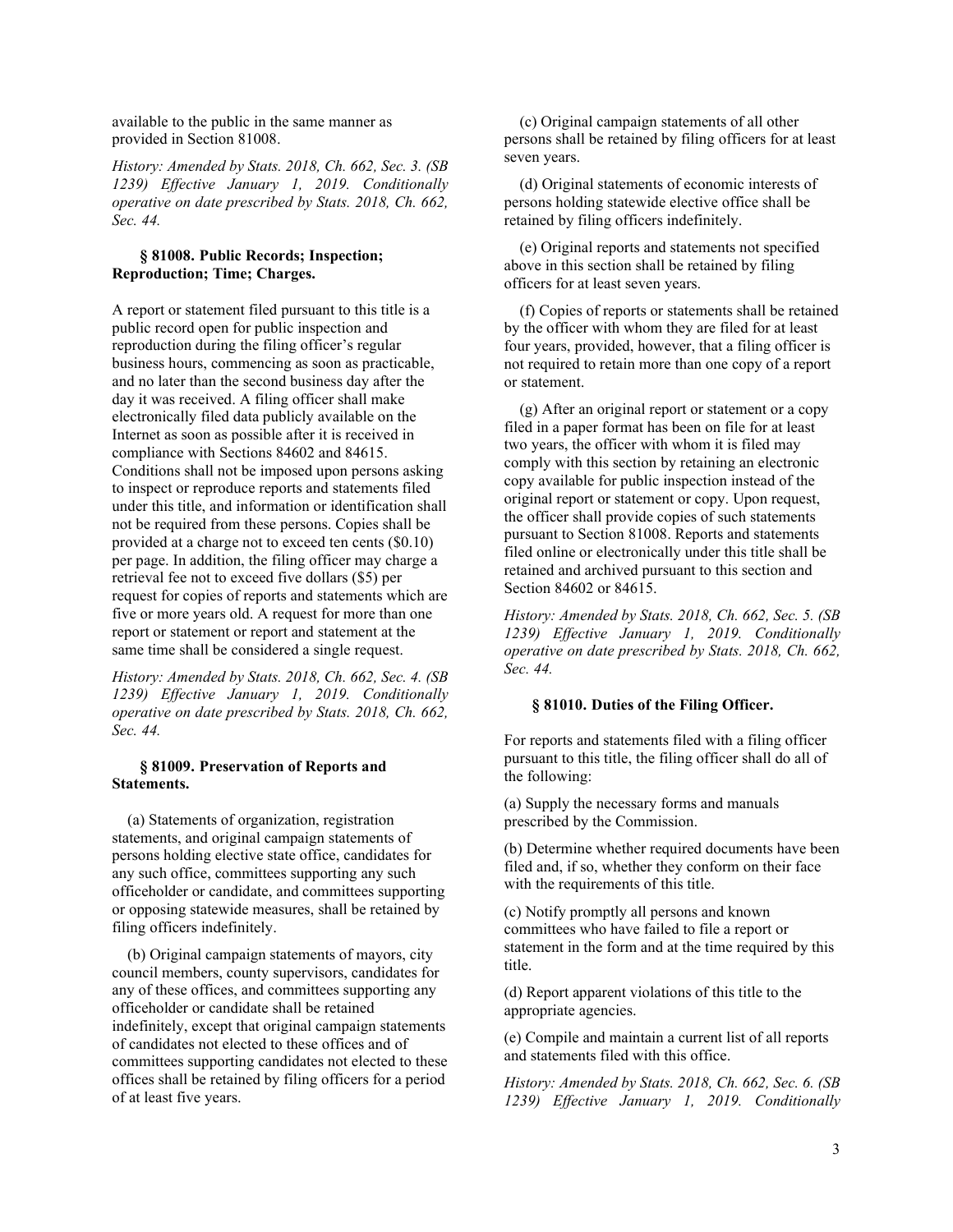available to the public in the same manner as provided in Section 81008.

*History: Amended by Stats. 2018, Ch. 662, Sec. 3. (SB 1239) Effective January 1, 2019. Conditionally operative on date prescribed by Stats. 2018, Ch. 662, Sec. 44.*

### § 81008. Public Records; Inspection; Reproduction; Time; Charges.

A report or statement filed pursuant to this title is a public record open for public inspection and reproduction during the filing officer's regular business hours, commencing as soon as practicable, and no later than the second business day after the day it was received. A filing officer shall make electronically filed data publicly available on the Internet as soon as possible after it is received in compliance with Sections 84602 and 84615. Conditions shall not be imposed upon persons asking to inspect or reproduce reports and statements filed under this title, and information or identification shall not be required from these persons. Copies shall be provided at a charge not to exceed ten cents ($0.10) per page. In addition, the filing officer may charge a retrieval fee not to exceed five dollars ($5) per request for copies of reports and statements which are five or more years old. A request for more than one report or statement or report and statement at the same time shall be considered a single request.

*History: Amended by Stats. 2018, Ch. 662, Sec. 4. (SB 1239) Effective January 1, 2019. Conditionally operative on date prescribed by Stats. 2018, Ch. 662, Sec. 44.*

### § 81009. Preservation of Reports and Statements.

(a) Statements of organization, registration statements, and original campaign statements of persons holding elective state office, candidates for any such office, committees supporting any such officeholder or candidate, and committees supporting or opposing statewide measures, shall be retained by filing officers indefinitely.

(b) Original campaign statements of mayors, city council members, county supervisors, candidates for any of these offices, and committees supporting any officeholder or candidate shall be retained indefinitely, except that original campaign statements of candidates not elected to these offices and of committees supporting candidates not elected to these offices shall be retained by filing officers for a period of at least five years.

(c) Original campaign statements of all other persons shall be retained by filing officers for at least seven years.

(d) Original statements of economic interests of persons holding statewide elective office shall be retained by filing officers indefinitely.

(e) Original reports and statements not specified above in this section shall be retained by filing officers for at least seven years.

(f) Copies of reports or statements shall be retained by the officer with whom they are filed for at least four years, provided, however, that a filing officer is not required to retain more than one copy of a report or statement.

(g) After an original report or statement or a copy filed in a paper format has been on file for at least two years, the officer with whom it is filed may comply with this section by retaining an electronic copy available for public inspection instead of the original report or statement or copy. Upon request, the officer shall provide copies of such statements pursuant to Section 81008. Reports and statements filed online or electronically under this title shall be retained and archived pursuant to this section and Section 84602 or 84615.

*History: Amended by Stats. 2018, Ch. 662, Sec. 5. (SB 1239) Effective January 1, 2019. Conditionally operative on date prescribed by Stats. 2018, Ch. 662, Sec. 44.*

### § 81010. Duties of the Filing Officer.

For reports and statements filed with a filing officer pursuant to this title, the filing officer shall do all of the following:

(a) Supply the necessary forms and manuals prescribed by the Commission.

(b) Determine whether required documents have been filed and, if so, whether they conform on their face with the requirements of this title.

(c) Notify promptly all persons and known committees who have failed to file a report or statement in the form and at the time required by this title.

(d) Report apparent violations of this title to the appropriate agencies.

(e) Compile and maintain a current list of all reports and statements filed with this office.

*History: Amended by Stats. 2018, Ch. 662, Sec. 6. (SB 1239) Effective January 1, 2019. Conditionally*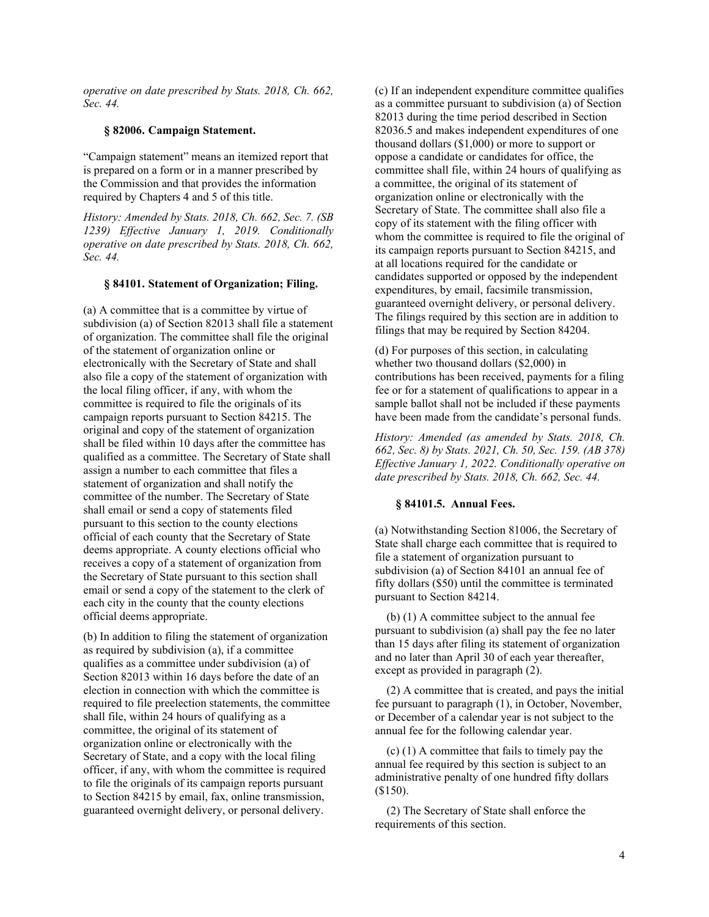*operative on date prescribed by Stats. 2018, Ch. 662, Sec. 44.*

### § 82006. Campaign Statement.

"Campaign statement" means an itemized report that is prepared on a form or in a manner prescribed by the Commission and that provides the information required by Chapters 4 and 5 of this title.

*History: Amended by Stats. 2018, Ch. 662, Sec. 7. (SB 1239) Effective January 1, 2019. Conditionally operative on date prescribed by Stats. 2018, Ch. 662, Sec. 44.*

### § 84101. Statement of Organization; Filing.

(a) A committee that is a committee by virtue of subdivision (a) of Section 82013 shall file a statement of organization. The committee shall file the original of the statement of organization online or electronically with the Secretary of State and shall also file a copy of the statement of organization with the local filing officer, if any, with whom the committee is required to file the originals of its campaign reports pursuant to Section 84215. The original and copy of the statement of organization shall be filed within 10 days after the committee has qualified as a committee. The Secretary of State shall assign a number to each committee that files a statement of organization and shall notify the committee of the number. The Secretary of State shall email or send a copy of statements filed pursuant to this section to the county elections official of each county that the Secretary of State deems appropriate. A county elections official who receives a copy of a statement of organization from the Secretary of State pursuant to this section shall email or send a copy of the statement to the clerk of each city in the county that the county elections official deems appropriate.

(b) In addition to filing the statement of organization as required by subdivision (a), if a committee qualifies as a committee under subdivision (a) of Section 82013 within 16 days before the date of an election in connection with which the committee is required to file preelection statements, the committee shall file, within 24 hours of qualifying as a committee, the original of its statement of organization online or electronically with the Secretary of State, and a copy with the local filing officer, if any, with whom the committee is required to file the originals of its campaign reports pursuant to Section 84215 by email, fax, online transmission, guaranteed overnight delivery, or personal delivery.

(c) If an independent expenditure committee qualifies as a committee pursuant to subdivision (a) of Section 82013 during the time period described in Section 82036.5 and makes independent expenditures of one thousand dollars ($1,000) or more to support or oppose a candidate or candidates for office, the committee shall file, within 24 hours of qualifying as a committee, the original of its statement of organization online or electronically with the Secretary of State. The committee shall also file a copy of its statement with the filing officer with whom the committee is required to file the original of its campaign reports pursuant to Section 84215, and at all locations required for the candidate or candidates supported or opposed by the independent expenditures, by email, facsimile transmission, guaranteed overnight delivery, or personal delivery. The filings required by this section are in addition to filings that may be required by Section 84204.

(d) For purposes of this section, in calculating whether two thousand dollars ($2,000) in contributions has been received, payments for a filing fee or for a statement of qualifications to appear in a sample ballot shall not be included if these payments have been made from the candidate's personal funds.

*History: Amended (as amended by Stats. 2018, Ch. 662, Sec. 8) by Stats. 2021, Ch. 50, Sec. 159. (AB 378) Effective January 1, 2022. Conditionally operative on date prescribed by Stats. 2018, Ch. 662, Sec. 44.*

### § 84101.5. Annual Fees.

(a) Notwithstanding Section 81006, the Secretary of State shall charge each committee that is required to file a statement of organization pursuant to subdivision (a) of Section 84101 an annual fee of fifty dollars ($50) until the committee is terminated pursuant to Section 84214.

(b) (1) A committee subject to the annual fee pursuant to subdivision (a) shall pay the fee no later than 15 days after filing its statement of organization and no later than April 30 of each year thereafter, except as provided in paragraph (2).

(2) A committee that is created, and pays the initial fee pursuant to paragraph (1), in October, November, or December of a calendar year is not subject to the annual fee for the following calendar year.

(c) (1) A committee that fails to timely pay the annual fee required by this section is subject to an administrative penalty of one hundred fifty dollars ($150).

(2) The Secretary of State shall enforce the requirements of this section.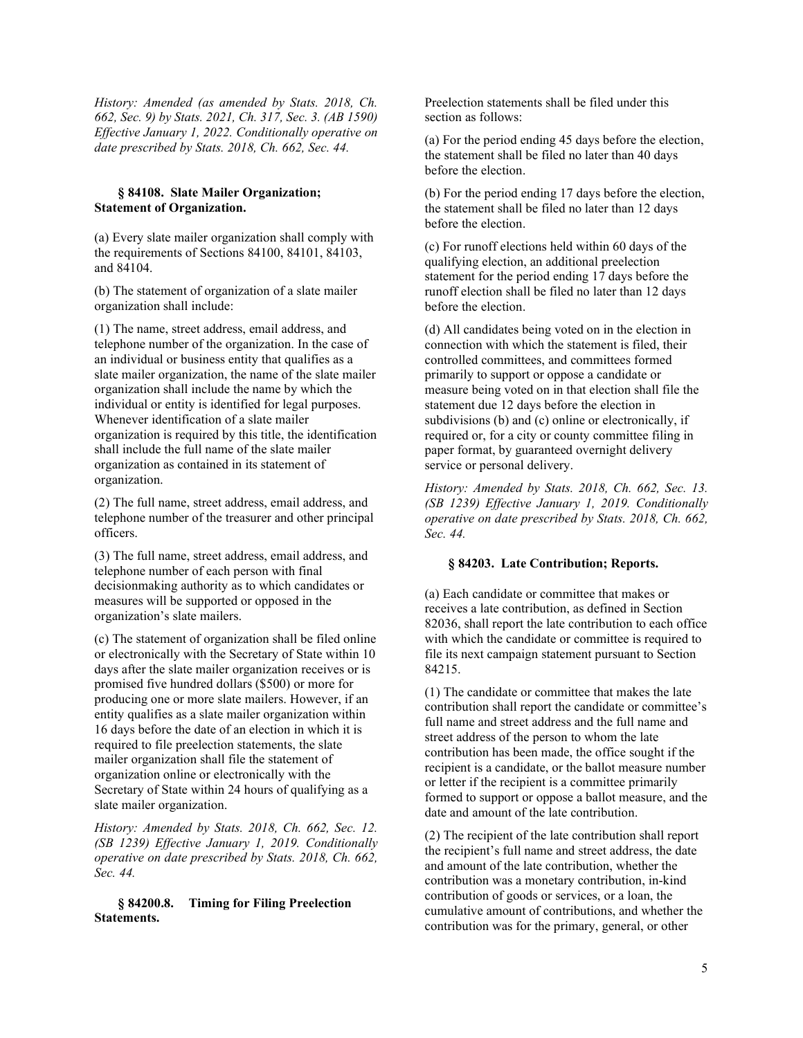*History: Amended (as amended by Stats. 2018, Ch. 662, Sec. 9) by Stats. 2021, Ch. 317, Sec. 3. (AB 1590) Effective January 1, 2022. Conditionally operative on date prescribed by Stats. 2018, Ch. 662, Sec. 44.*

### § 84108. Slate Mailer Organization; Statement of Organization.

(a) Every slate mailer organization shall comply with the requirements of Sections 84100, 84101, 84103, and 84104.

(b) The statement of organization of a slate mailer organization shall include:

(1) The name, street address, email address, and telephone number of the organization. In the case of an individual or business entity that qualifies as a slate mailer organization, the name of the slate mailer organization shall include the name by which the individual or entity is identified for legal purposes. Whenever identification of a slate mailer organization is required by this title, the identification shall include the full name of the slate mailer organization as contained in its statement of organization.

(2) The full name, street address, email address, and telephone number of the treasurer and other principal officers.

(3) The full name, street address, email address, and telephone number of each person with final decisionmaking authority as to which candidates or measures will be supported or opposed in the organization's slate mailers.

(c) The statement of organization shall be filed online or electronically with the Secretary of State within 10 days after the slate mailer organization receives or is promised five hundred dollars ($500) or more for producing one or more slate mailers. However, if an entity qualifies as a slate mailer organization within 16 days before the date of an election in which it is required to file preelection statements, the slate mailer organization shall file the statement of organization online or electronically with the Secretary of State within 24 hours of qualifying as a slate mailer organization.

*History: Amended by Stats. 2018, Ch. 662, Sec. 12. (SB 1239) Effective January 1, 2019. Conditionally operative on date prescribed by Stats. 2018, Ch. 662, Sec. 44.*

### § 84200.8. Timing for Filing Preelection Statements.

Preelection statements shall be filed under this section as follows:

(a) For the period ending 45 days before the election, the statement shall be filed no later than 40 days before the election.

(b) For the period ending 17 days before the election, the statement shall be filed no later than 12 days before the election.

(c) For runoff elections held within 60 days of the qualifying election, an additional preelection statement for the period ending 17 days before the runoff election shall be filed no later than 12 days before the election.

(d) All candidates being voted on in the election in connection with which the statement is filed, their controlled committees, and committees formed primarily to support or oppose a candidate or measure being voted on in that election shall file the statement due 12 days before the election in subdivisions (b) and (c) online or electronically, if required or, for a city or county committee filing in paper format, by guaranteed overnight delivery service or personal delivery.

*History: Amended by Stats. 2018, Ch. 662, Sec. 13. (SB 1239) Effective January 1, 2019. Conditionally operative on date prescribed by Stats. 2018, Ch. 662, Sec. 44.*

### § 84203. Late Contribution; Reports.

(a) Each candidate or committee that makes or receives a late contribution, as defined in Section 82036, shall report the late contribution to each office with which the candidate or committee is required to file its next campaign statement pursuant to Section 84215.

(1) The candidate or committee that makes the late contribution shall report the candidate or committee's full name and street address and the full name and street address of the person to whom the late contribution has been made, the office sought if the recipient is a candidate, or the ballot measure number or letter if the recipient is a committee primarily formed to support or oppose a ballot measure, and the date and amount of the late contribution.

(2) The recipient of the late contribution shall report the recipient's full name and street address, the date and amount of the late contribution, whether the contribution was a monetary contribution, in-kind contribution of goods or services, or a loan, the cumulative amount of contributions, and whether the contribution was for the primary, general, or other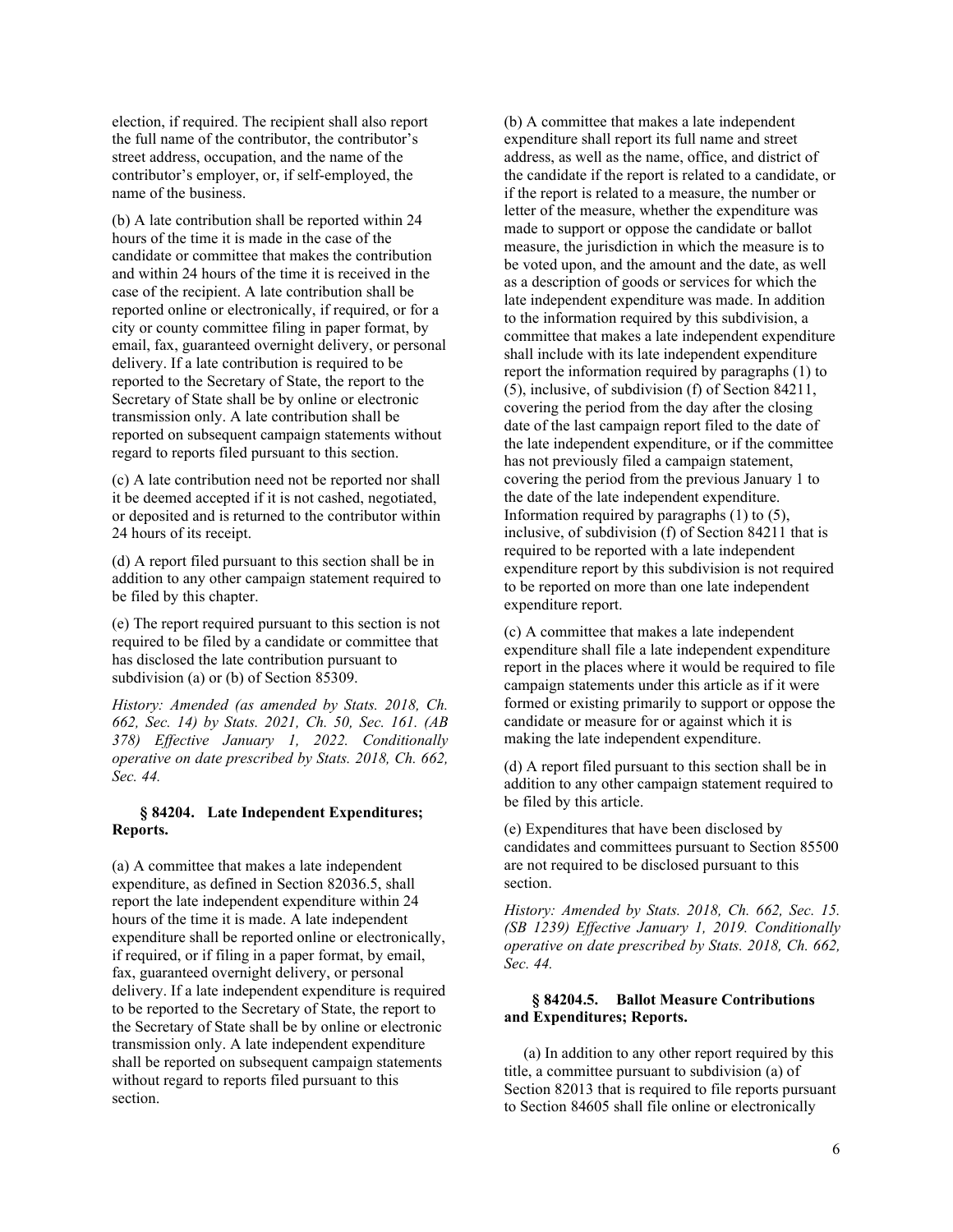election, if required. The recipient shall also report the full name of the contributor, the contributor's street address, occupation, and the name of the contributor's employer, or, if self-employed, the name of the business.

(b) A late contribution shall be reported within 24 hours of the time it is made in the case of the candidate or committee that makes the contribution and within 24 hours of the time it is received in the case of the recipient. A late contribution shall be reported online or electronically, if required, or for a city or county committee filing in paper format, by email, fax, guaranteed overnight delivery, or personal delivery. If a late contribution is required to be reported to the Secretary of State, the report to the Secretary of State shall be by online or electronic transmission only. A late contribution shall be reported on subsequent campaign statements without regard to reports filed pursuant to this section.

(c) A late contribution need not be reported nor shall it be deemed accepted if it is not cashed, negotiated, or deposited and is returned to the contributor within 24 hours of its receipt.

(d) A report filed pursuant to this section shall be in addition to any other campaign statement required to be filed by this chapter.

(e) The report required pursuant to this section is not required to be filed by a candidate or committee that has disclosed the late contribution pursuant to subdivision (a) or (b) of Section 85309.

*History: Amended (as amended by Stats. 2018, Ch. 662, Sec. 14) by Stats. 2021, Ch. 50, Sec. 161. (AB 378) Effective January 1, 2022. Conditionally operative on date prescribed by Stats. 2018, Ch. 662, Sec. 44.*

### § 84204. Late Independent Expenditures; Reports.

(a) A committee that makes a late independent expenditure, as defined in Section 82036.5, shall report the late independent expenditure within 24 hours of the time it is made. A late independent expenditure shall be reported online or electronically, if required, or if filing in a paper format, by email, fax, guaranteed overnight delivery, or personal delivery. If a late independent expenditure is required to be reported to the Secretary of State, the report to the Secretary of State shall be by online or electronic transmission only. A late independent expenditure shall be reported on subsequent campaign statements without regard to reports filed pursuant to this section.

(b) A committee that makes a late independent expenditure shall report its full name and street address, as well as the name, office, and district of the candidate if the report is related to a candidate, or if the report is related to a measure, the number or letter of the measure, whether the expenditure was made to support or oppose the candidate or ballot measure, the jurisdiction in which the measure is to be voted upon, and the amount and the date, as well as a description of goods or services for which the late independent expenditure was made. In addition to the information required by this subdivision, a committee that makes a late independent expenditure shall include with its late independent expenditure report the information required by paragraphs (1) to (5), inclusive, of subdivision (f) of Section 84211, covering the period from the day after the closing date of the last campaign report filed to the date of the late independent expenditure, or if the committee has not previously filed a campaign statement, covering the period from the previous January 1 to the date of the late independent expenditure. Information required by paragraphs (1) to (5), inclusive, of subdivision (f) of Section 84211 that is required to be reported with a late independent expenditure report by this subdivision is not required to be reported on more than one late independent expenditure report.

(c) A committee that makes a late independent expenditure shall file a late independent expenditure report in the places where it would be required to file campaign statements under this article as if it were formed or existing primarily to support or oppose the candidate or measure for or against which it is making the late independent expenditure.

(d) A report filed pursuant to this section shall be in addition to any other campaign statement required to be filed by this article.

(e) Expenditures that have been disclosed by candidates and committees pursuant to Section 85500 are not required to be disclosed pursuant to this section.

*History: Amended by Stats. 2018, Ch. 662, Sec. 15. (SB 1239) Effective January 1, 2019. Conditionally operative on date prescribed by Stats. 2018, Ch. 662, Sec. 44.*

### § 84204.5. Ballot Measure Contributions and Expenditures; Reports.

(a) In addition to any other report required by this title, a committee pursuant to subdivision (a) of Section 82013 that is required to file reports pursuant to Section 84605 shall file online or electronically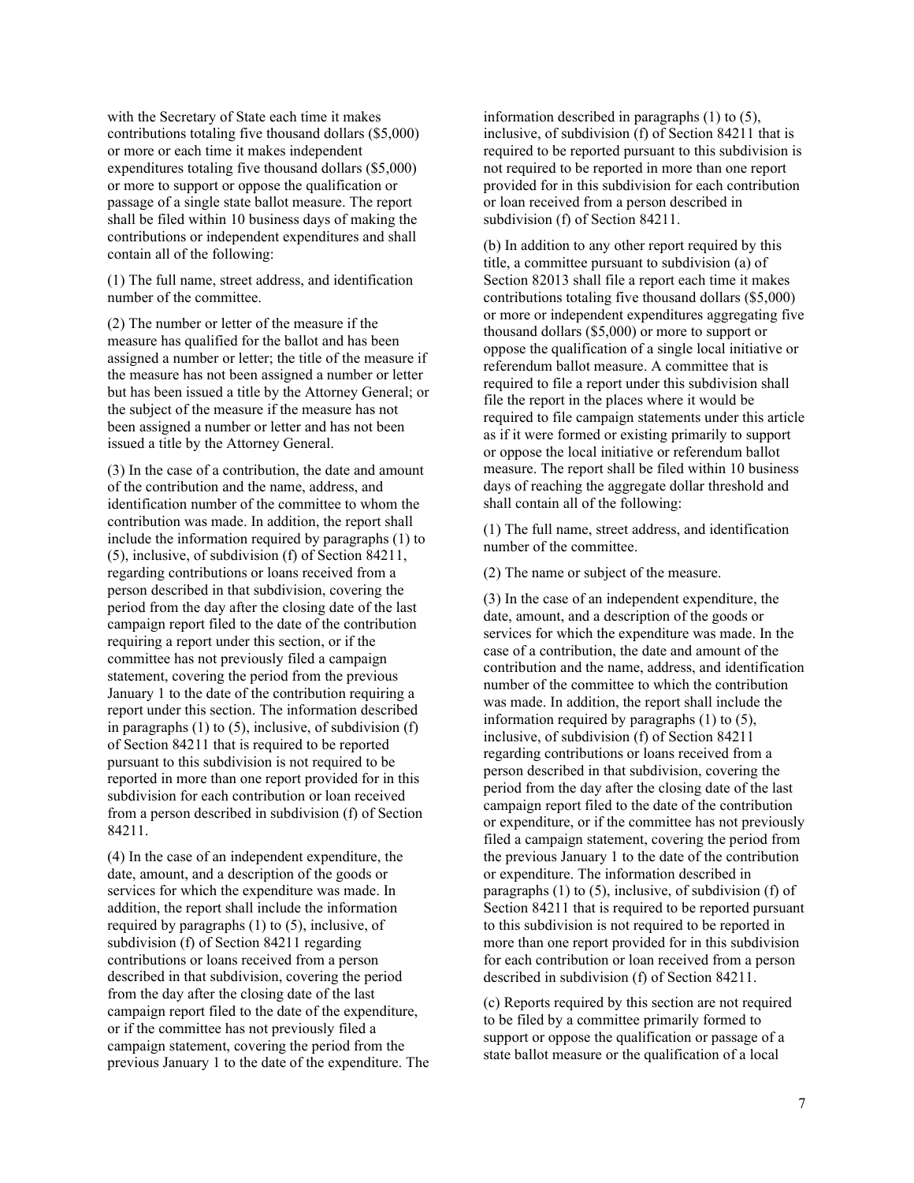with the Secretary of State each time it makes contributions totaling five thousand dollars ($5,000) or more or each time it makes independent expenditures totaling five thousand dollars ($5,000) or more to support or oppose the qualification or passage of a single state ballot measure. The report shall be filed within 10 business days of making the contributions or independent expenditures and shall contain all of the following:

(1) The full name, street address, and identification number of the committee.

(2) The number or letter of the measure if the measure has qualified for the ballot and has been assigned a number or letter; the title of the measure if the measure has not been assigned a number or letter but has been issued a title by the Attorney General; or the subject of the measure if the measure has not been assigned a number or letter and has not been issued a title by the Attorney General.

(3) In the case of a contribution, the date and amount of the contribution and the name, address, and identification number of the committee to whom the contribution was made. In addition, the report shall include the information required by paragraphs (1) to (5), inclusive, of subdivision (f) of Section 84211, regarding contributions or loans received from a person described in that subdivision, covering the period from the day after the closing date of the last campaign report filed to the date of the contribution requiring a report under this section, or if the committee has not previously filed a campaign statement, covering the period from the previous January 1 to the date of the contribution requiring a report under this section. The information described in paragraphs (1) to (5), inclusive, of subdivision (f) of Section 84211 that is required to be reported pursuant to this subdivision is not required to be reported in more than one report provided for in this subdivision for each contribution or loan received from a person described in subdivision (f) of Section 84211.

(4) In the case of an independent expenditure, the date, amount, and a description of the goods or services for which the expenditure was made. In addition, the report shall include the information required by paragraphs (1) to (5), inclusive, of subdivision (f) of Section 84211 regarding contributions or loans received from a person described in that subdivision, covering the period from the day after the closing date of the last campaign report filed to the date of the expenditure, or if the committee has not previously filed a campaign statement, covering the period from the previous January 1 to the date of the expenditure. The information described in paragraphs (1) to (5), inclusive, of subdivision (f) of Section 84211 that is required to be reported pursuant to this subdivision is not required to be reported in more than one report provided for in this subdivision for each contribution or loan received from a person described in subdivision (f) of Section 84211.

(b) In addition to any other report required by this title, a committee pursuant to subdivision (a) of Section 82013 shall file a report each time it makes contributions totaling five thousand dollars ($5,000) or more or independent expenditures aggregating five thousand dollars ($5,000) or more to support or oppose the qualification of a single local initiative or referendum ballot measure. A committee that is required to file a report under this subdivision shall file the report in the places where it would be required to file campaign statements under this article as if it were formed or existing primarily to support or oppose the local initiative or referendum ballot measure. The report shall be filed within 10 business days of reaching the aggregate dollar threshold and shall contain all of the following:

(1) The full name, street address, and identification number of the committee.

(2) The name or subject of the measure.

(3) In the case of an independent expenditure, the date, amount, and a description of the goods or services for which the expenditure was made. In the case of a contribution, the date and amount of the contribution and the name, address, and identification number of the committee to which the contribution was made. In addition, the report shall include the information required by paragraphs (1) to (5), inclusive, of subdivision (f) of Section 84211 regarding contributions or loans received from a person described in that subdivision, covering the period from the day after the closing date of the last campaign report filed to the date of the contribution or expenditure, or if the committee has not previously filed a campaign statement, covering the period from the previous January 1 to the date of the contribution or expenditure. The information described in paragraphs (1) to (5), inclusive, of subdivision (f) of Section 84211 that is required to be reported pursuant to this subdivision is not required to be reported in more than one report provided for in this subdivision for each contribution or loan received from a person described in subdivision (f) of Section 84211.

(c) Reports required by this section are not required to be filed by a committee primarily formed to support or oppose the qualification or passage of a state ballot measure or the qualification of a local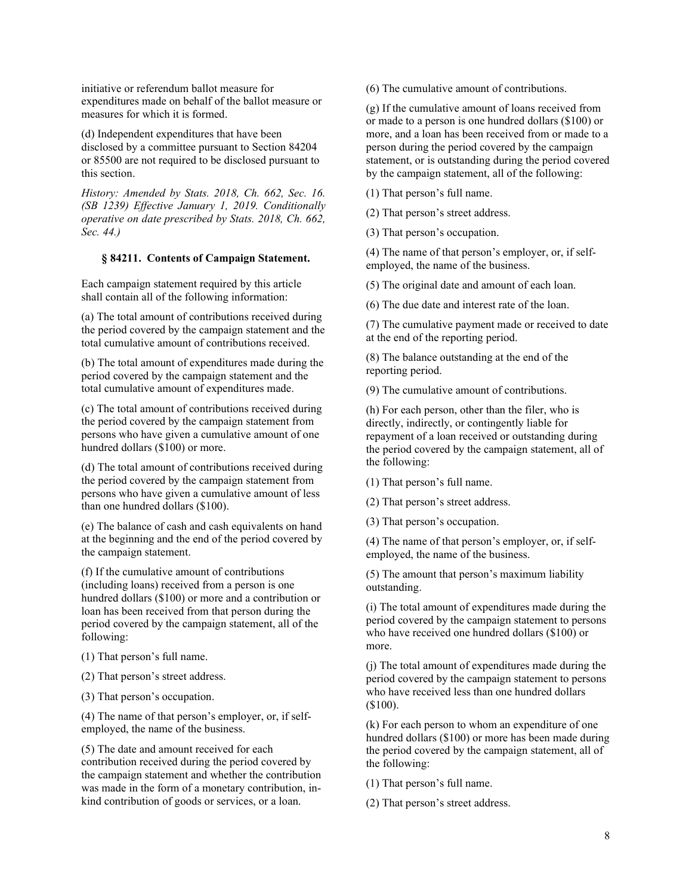initiative or referendum ballot measure for expenditures made on behalf of the ballot measure or measures for which it is formed.

(d) Independent expenditures that have been disclosed by a committee pursuant to Section 84204 or 85500 are not required to be disclosed pursuant to this section.

*History: Amended by Stats. 2018, Ch. 662, Sec. 16. (SB 1239) Effective January 1, 2019. Conditionally operative on date prescribed by Stats. 2018, Ch. 662, Sec. 44.)*

### § 84211. Contents of Campaign Statement.

Each campaign statement required by this article shall contain all of the following information:

(a) The total amount of contributions received during the period covered by the campaign statement and the total cumulative amount of contributions received.

(b) The total amount of expenditures made during the period covered by the campaign statement and the total cumulative amount of expenditures made.

(c) The total amount of contributions received during the period covered by the campaign statement from persons who have given a cumulative amount of one hundred dollars ($100) or more.

(d) The total amount of contributions received during the period covered by the campaign statement from persons who have given a cumulative amount of less than one hundred dollars ($100).

(e) The balance of cash and cash equivalents on hand at the beginning and the end of the period covered by the campaign statement.

(f) If the cumulative amount of contributions (including loans) received from a person is one hundred dollars ($100) or more and a contribution or loan has been received from that person during the period covered by the campaign statement, all of the following:

(1) That person's full name.

(2) That person's street address.

(3) That person's occupation.

(4) The name of that person's employer, or, if self-employed, the name of the business.

(5) The date and amount received for each contribution received during the period covered by the campaign statement and whether the contribution was made in the form of a monetary contribution, in-kind contribution of goods or services, or a loan.

(6) The cumulative amount of contributions.

(g) If the cumulative amount of loans received from or made to a person is one hundred dollars ($100) or more, and a loan has been received from or made to a person during the period covered by the campaign statement, or is outstanding during the period covered by the campaign statement, all of the following:

(1) That person's full name.

(2) That person's street address.

(3) That person's occupation.

(4) The name of that person's employer, or, if self-employed, the name of the business.

(5) The original date and amount of each loan.

(6) The due date and interest rate of the loan.

(7) The cumulative payment made or received to date at the end of the reporting period.

(8) The balance outstanding at the end of the reporting period.

(9) The cumulative amount of contributions.

(h) For each person, other than the filer, who is directly, indirectly, or contingently liable for repayment of a loan received or outstanding during the period covered by the campaign statement, all of the following:

(1) That person's full name.

(2) That person's street address.

(3) That person's occupation.

(4) The name of that person's employer, or, if self-employed, the name of the business.

(5) The amount that person's maximum liability outstanding.

(i) The total amount of expenditures made during the period covered by the campaign statement to persons who have received one hundred dollars ($100) or more.

(j) The total amount of expenditures made during the period covered by the campaign statement to persons who have received less than one hundred dollars ($100).

(k) For each person to whom an expenditure of one hundred dollars ($100) or more has been made during the period covered by the campaign statement, all of the following:

(1) That person's full name.

(2) That person's street address.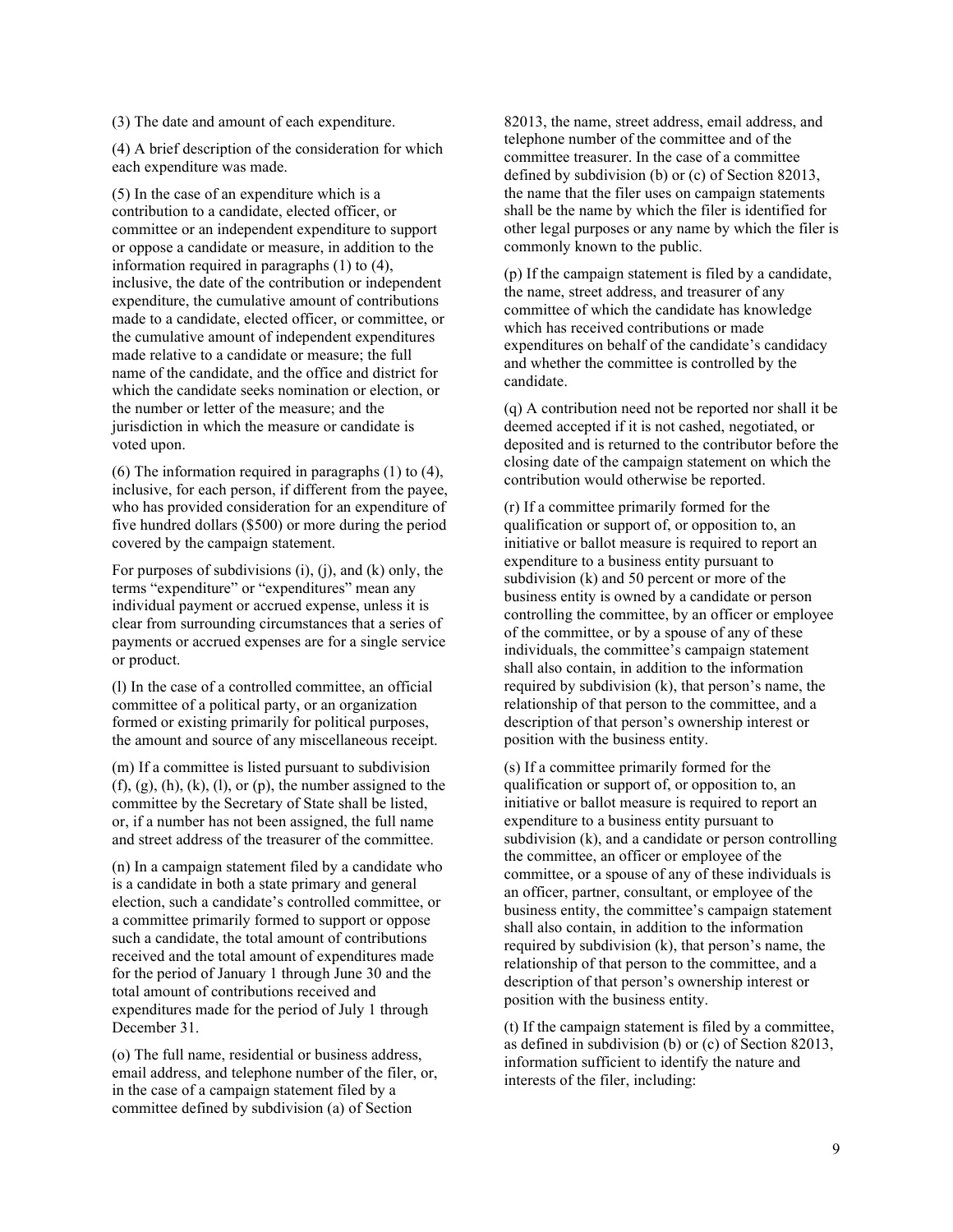(3) The date and amount of each expenditure.

(4) A brief description of the consideration for which each expenditure was made.

(5) In the case of an expenditure which is a contribution to a candidate, elected officer, or committee or an independent expenditure to support or oppose a candidate or measure, in addition to the information required in paragraphs (1) to (4), inclusive, the date of the contribution or independent expenditure, the cumulative amount of contributions made to a candidate, elected officer, or committee, or the cumulative amount of independent expenditures made relative to a candidate or measure; the full name of the candidate, and the office and district for which the candidate seeks nomination or election, or the number or letter of the measure; and the jurisdiction in which the measure or candidate is voted upon.

(6) The information required in paragraphs (1) to (4), inclusive, for each person, if different from the payee, who has provided consideration for an expenditure of five hundred dollars ($500) or more during the period covered by the campaign statement.

For purposes of subdivisions (i), (j), and (k) only, the terms "expenditure" or "expenditures" mean any individual payment or accrued expense, unless it is clear from surrounding circumstances that a series of payments or accrued expenses are for a single service or product.

(l) In the case of a controlled committee, an official committee of a political party, or an organization formed or existing primarily for political purposes, the amount and source of any miscellaneous receipt.

(m) If a committee is listed pursuant to subdivision (f), (g), (h), (k), (l), or (p), the number assigned to the committee by the Secretary of State shall be listed, or, if a number has not been assigned, the full name and street address of the treasurer of the committee.

(n) In a campaign statement filed by a candidate who is a candidate in both a state primary and general election, such a candidate's controlled committee, or a committee primarily formed to support or oppose such a candidate, the total amount of contributions received and the total amount of expenditures made for the period of January 1 through June 30 and the total amount of contributions received and expenditures made for the period of July 1 through December 31.

(o) The full name, residential or business address, email address, and telephone number of the filer, or, in the case of a campaign statement filed by a committee defined by subdivision (a) of Section 82013, the name, street address, email address, and telephone number of the committee and of the committee treasurer. In the case of a committee defined by subdivision (b) or (c) of Section 82013, the name that the filer uses on campaign statements shall be the name by which the filer is identified for other legal purposes or any name by which the filer is commonly known to the public.

(p) If the campaign statement is filed by a candidate, the name, street address, and treasurer of any committee of which the candidate has knowledge which has received contributions or made expenditures on behalf of the candidate's candidacy and whether the committee is controlled by the candidate.

(q) A contribution need not be reported nor shall it be deemed accepted if it is not cashed, negotiated, or deposited and is returned to the contributor before the closing date of the campaign statement on which the contribution would otherwise be reported.

(r) If a committee primarily formed for the qualification or support of, or opposition to, an initiative or ballot measure is required to report an expenditure to a business entity pursuant to subdivision (k) and 50 percent or more of the business entity is owned by a candidate or person controlling the committee, by an officer or employee of the committee, or by a spouse of any of these individuals, the committee's campaign statement shall also contain, in addition to the information required by subdivision (k), that person's name, the relationship of that person to the committee, and a description of that person's ownership interest or position with the business entity.

(s) If a committee primarily formed for the qualification or support of, or opposition to, an initiative or ballot measure is required to report an expenditure to a business entity pursuant to subdivision (k), and a candidate or person controlling the committee, an officer or employee of the committee, or a spouse of any of these individuals is an officer, partner, consultant, or employee of the business entity, the committee's campaign statement shall also contain, in addition to the information required by subdivision (k), that person's name, the relationship of that person to the committee, and a description of that person's ownership interest or position with the business entity.

(t) If the campaign statement is filed by a committee, as defined in subdivision (b) or (c) of Section 82013, information sufficient to identify the nature and interests of the filer, including: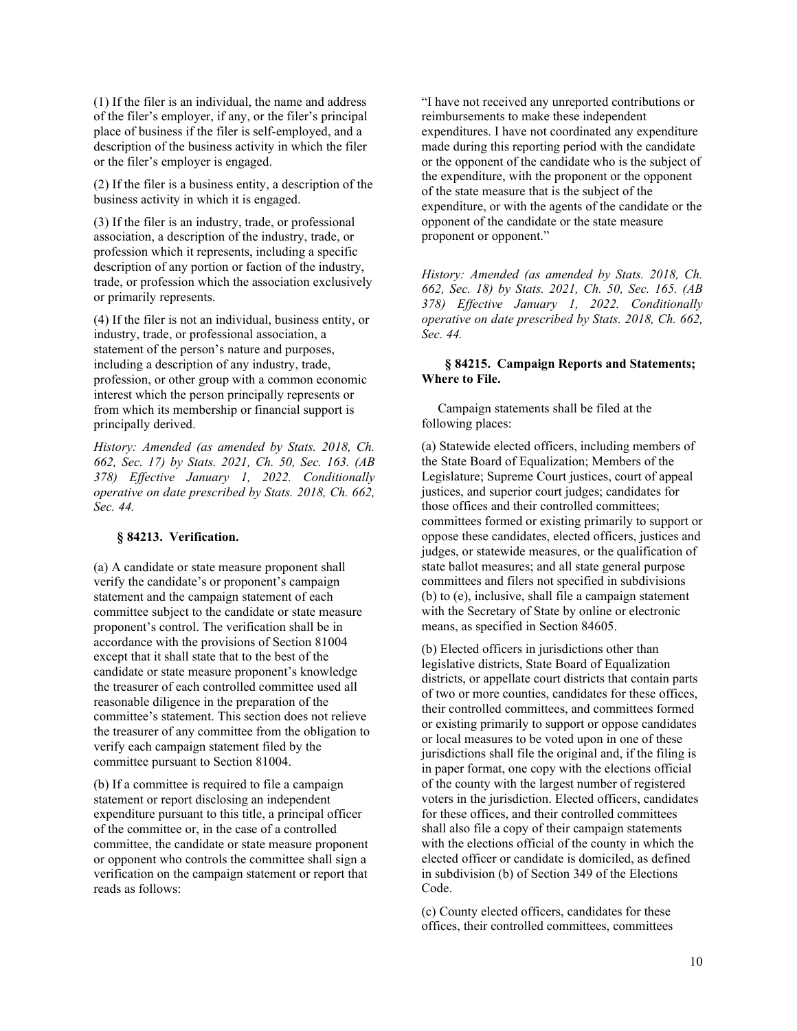(1) If the filer is an individual, the name and address of the filer's employer, if any, or the filer's principal place of business if the filer is self-employed, and a description of the business activity in which the filer or the filer's employer is engaged.

(2) If the filer is a business entity, a description of the business activity in which it is engaged.

(3) If the filer is an industry, trade, or professional association, a description of the industry, trade, or profession which it represents, including a specific description of any portion or faction of the industry, trade, or profession which the association exclusively or primarily represents.

(4) If the filer is not an individual, business entity, or industry, trade, or professional association, a statement of the person's nature and purposes, including a description of any industry, trade, profession, or other group with a common economic interest which the person principally represents or from which its membership or financial support is principally derived.

*History: Amended (as amended by Stats. 2018, Ch. 662, Sec. 17) by Stats. 2021, Ch. 50, Sec. 163. (AB 378) Effective January 1, 2022. Conditionally operative on date prescribed by Stats. 2018, Ch. 662, Sec. 44.*

### § 84213. Verification.

(a) A candidate or state measure proponent shall verify the candidate's or proponent's campaign statement and the campaign statement of each committee subject to the candidate or state measure proponent's control. The verification shall be in accordance with the provisions of Section 81004 except that it shall state that to the best of the candidate or state measure proponent's knowledge the treasurer of each controlled committee used all reasonable diligence in the preparation of the committee's statement. This section does not relieve the treasurer of any committee from the obligation to verify each campaign statement filed by the committee pursuant to Section 81004.

(b) If a committee is required to file a campaign statement or report disclosing an independent expenditure pursuant to this title, a principal officer of the committee or, in the case of a controlled committee, the candidate or state measure proponent or opponent who controls the committee shall sign a verification on the campaign statement or report that reads as follows:

"I have not received any unreported contributions or reimbursements to make these independent expenditures. I have not coordinated any expenditure made during this reporting period with the candidate or the opponent of the candidate who is the subject of the expenditure, with the proponent or the opponent of the state measure that is the subject of the expenditure, or with the agents of the candidate or the opponent of the candidate or the state measure proponent or opponent."

*History: Amended (as amended by Stats. 2018, Ch. 662, Sec. 18) by Stats. 2021, Ch. 50, Sec. 165. (AB 378) Effective January 1, 2022. Conditionally operative on date prescribed by Stats. 2018, Ch. 662, Sec. 44.*

### § 84215. Campaign Reports and Statements; Where to File.

Campaign statements shall be filed at the following places:

(a) Statewide elected officers, including members of the State Board of Equalization; Members of the Legislature; Supreme Court justices, court of appeal justices, and superior court judges; candidates for those offices and their controlled committees; committees formed or existing primarily to support or oppose these candidates, elected officers, justices and judges, or statewide measures, or the qualification of state ballot measures; and all state general purpose committees and filers not specified in subdivisions (b) to (e), inclusive, shall file a campaign statement with the Secretary of State by online or electronic means, as specified in Section 84605.

(b) Elected officers in jurisdictions other than legislative districts, State Board of Equalization districts, or appellate court districts that contain parts of two or more counties, candidates for these offices, their controlled committees, and committees formed or existing primarily to support or oppose candidates or local measures to be voted upon in one of these jurisdictions shall file the original and, if the filing is in paper format, one copy with the elections official of the county with the largest number of registered voters in the jurisdiction. Elected officers, candidates for these offices, and their controlled committees shall also file a copy of their campaign statements with the elections official of the county in which the elected officer or candidate is domiciled, as defined in subdivision (b) of Section 349 of the Elections Code.

(c) County elected officers, candidates for these offices, their controlled committees, committees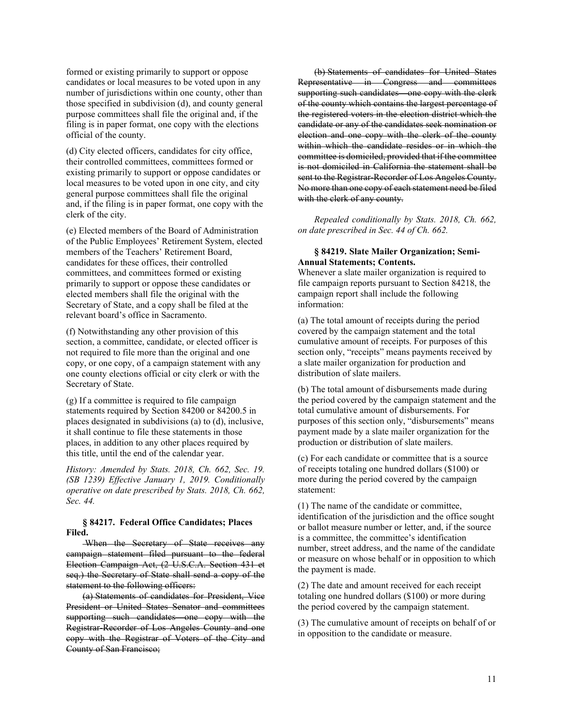formed or existing primarily to support or oppose candidates or local measures to be voted upon in any number of jurisdictions within one county, other than those specified in subdivision (d), and county general purpose committees shall file the original and, if the filing is in paper format, one copy with the elections official of the county.

(d) City elected officers, candidates for city office, their controlled committees, committees formed or existing primarily to support or oppose candidates or local measures to be voted upon in one city, and city general purpose committees shall file the original and, if the filing is in paper format, one copy with the clerk of the city.

(e) Elected members of the Board of Administration of the Public Employees' Retirement System, elected members of the Teachers' Retirement Board, candidates for these offices, their controlled committees, and committees formed or existing primarily to support or oppose these candidates or elected members shall file the original with the Secretary of State, and a copy shall be filed at the relevant board's office in Sacramento.

(f) Notwithstanding any other provision of this section, a committee, candidate, or elected officer is not required to file more than the original and one copy, or one copy, of a campaign statement with any one county elections official or city clerk or with the Secretary of State.

(g) If a committee is required to file campaign statements required by Section 84200 or 84200.5 in places designated in subdivisions (a) to (d), inclusive, it shall continue to file these statements in those places, in addition to any other places required by this title, until the end of the calendar year.

*History: Amended by Stats. 2018, Ch. 662, Sec. 19. (SB 1239) Effective January 1, 2019. Conditionally operative on date prescribed by Stats. 2018, Ch. 662, Sec. 44.*

**§ 84217. Federal Office Candidates; Places Filed.**

~~When the Secretary of State receives any campaign statement filed pursuant to the federal Election Campaign Act, (2 U.S.C.A. Section 431 et seq.) the Secretary of State shall send a copy of the statement to the following officers:~~

~~(a) Statements of candidates for President, Vice President or United States Senator and committees supporting such candidates—one copy with the Registrar-Recorder of Los Angeles County and one copy with the Registrar of Voters of the City and County of San Francisco;~~

~~(b) Statements of candidates for United States Representative in Congress and committees supporting such candidates—one copy with the clerk of the county which contains the largest percentage of the registered voters in the election district which the candidate or any of the candidates seek nomination or election and one copy with the clerk of the county within which the candidate resides or in which the committee is domiciled, provided that if the committee is not domiciled in California the statement shall be sent to the Registrar-Recorder of Los Angeles County. No more than one copy of each statement need be filed with the clerk of any county.~~

*Repealed conditionally by Stats. 2018, Ch. 662, on date prescribed in Sec. 44 of Ch. 662.*

**§ 84219. Slate Mailer Organization; Semi-Annual Statements; Contents.**

Whenever a slate mailer organization is required to file campaign reports pursuant to Section 84218, the campaign report shall include the following information:

(a) The total amount of receipts during the period covered by the campaign statement and the total cumulative amount of receipts. For purposes of this section only, "receipts" means payments received by a slate mailer organization for production and distribution of slate mailers.

(b) The total amount of disbursements made during the period covered by the campaign statement and the total cumulative amount of disbursements. For purposes of this section only, "disbursements" means payment made by a slate mailer organization for the production or distribution of slate mailers.

(c) For each candidate or committee that is a source of receipts totaling one hundred dollars ($100) or more during the period covered by the campaign statement:

(1) The name of the candidate or committee, identification of the jurisdiction and the office sought or ballot measure number or letter, and, if the source is a committee, the committee's identification number, street address, and the name of the candidate or measure on whose behalf or in opposition to which the payment is made.

(2) The date and amount received for each receipt totaling one hundred dollars ($100) or more during the period covered by the campaign statement.

(3) The cumulative amount of receipts on behalf of or in opposition to the candidate or measure.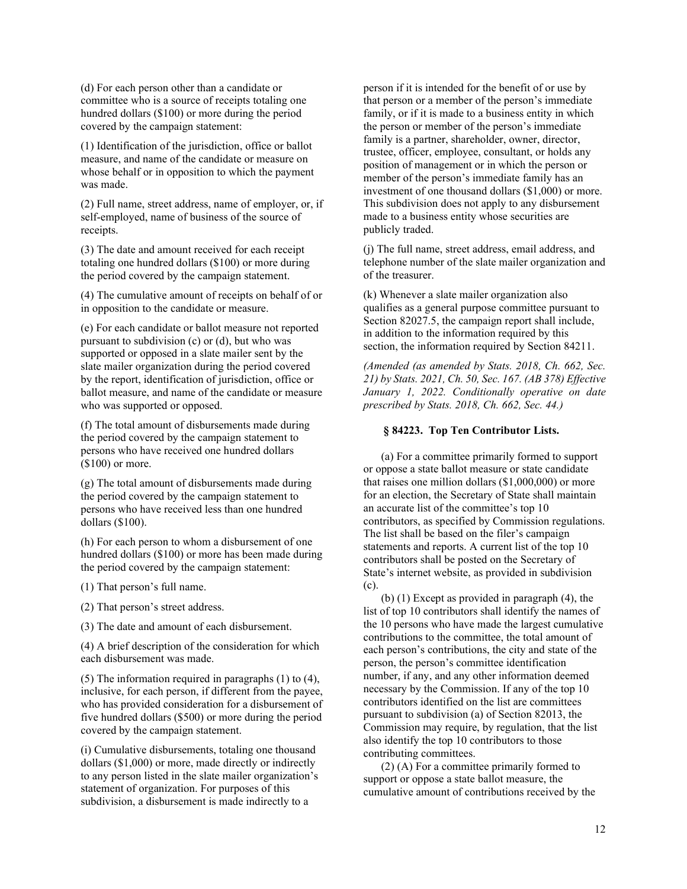(d) For each person other than a candidate or committee who is a source of receipts totaling one hundred dollars ($100) or more during the period covered by the campaign statement:

(1) Identification of the jurisdiction, office or ballot measure, and name of the candidate or measure on whose behalf or in opposition to which the payment was made.

(2) Full name, street address, name of employer, or, if self-employed, name of business of the source of receipts.

(3) The date and amount received for each receipt totaling one hundred dollars ($100) or more during the period covered by the campaign statement.

(4) The cumulative amount of receipts on behalf of or in opposition to the candidate or measure.

(e) For each candidate or ballot measure not reported pursuant to subdivision (c) or (d), but who was supported or opposed in a slate mailer sent by the slate mailer organization during the period covered by the report, identification of jurisdiction, office or ballot measure, and name of the candidate or measure who was supported or opposed.

(f) The total amount of disbursements made during the period covered by the campaign statement to persons who have received one hundred dollars ($100) or more.

(g) The total amount of disbursements made during the period covered by the campaign statement to persons who have received less than one hundred dollars ($100).

(h) For each person to whom a disbursement of one hundred dollars ($100) or more has been made during the period covered by the campaign statement:

(1) That person's full name.

(2) That person's street address.

(3) The date and amount of each disbursement.

(4) A brief description of the consideration for which each disbursement was made.

(5) The information required in paragraphs (1) to (4), inclusive, for each person, if different from the payee, who has provided consideration for a disbursement of five hundred dollars ($500) or more during the period covered by the campaign statement.

(i) Cumulative disbursements, totaling one thousand dollars ($1,000) or more, made directly or indirectly to any person listed in the slate mailer organization's statement of organization. For purposes of this subdivision, a disbursement is made indirectly to a person if it is intended for the benefit of or use by that person or a member of the person's immediate family, or if it is made to a business entity in which the person or member of the person's immediate family is a partner, shareholder, owner, director, trustee, officer, employee, consultant, or holds any position of management or in which the person or member of the person's immediate family has an investment of one thousand dollars ($1,000) or more. This subdivision does not apply to any disbursement made to a business entity whose securities are publicly traded.

(j) The full name, street address, email address, and telephone number of the slate mailer organization and of the treasurer.

(k) Whenever a slate mailer organization also qualifies as a general purpose committee pursuant to Section 82027.5, the campaign report shall include, in addition to the information required by this section, the information required by Section 84211.

*(Amended (as amended by Stats. 2018, Ch. 662, Sec. 21) by Stats. 2021, Ch. 50, Sec. 167. (AB 378) Effective January 1, 2022. Conditionally operative on date prescribed by Stats. 2018, Ch. 662, Sec. 44.)*

### § 84223. Top Ten Contributor Lists.

(a) For a committee primarily formed to support or oppose a state ballot measure or state candidate that raises one million dollars ($1,000,000) or more for an election, the Secretary of State shall maintain an accurate list of the committee's top 10 contributors, as specified by Commission regulations. The list shall be based on the filer's campaign statements and reports. A current list of the top 10 contributors shall be posted on the Secretary of State's internet website, as provided in subdivision (c).

(b) (1) Except as provided in paragraph (4), the list of top 10 contributors shall identify the names of the 10 persons who have made the largest cumulative contributions to the committee, the total amount of each person's contributions, the city and state of the person, the person's committee identification number, if any, and any other information deemed necessary by the Commission. If any of the top 10 contributors identified on the list are committees pursuant to subdivision (a) of Section 82013, the Commission may require, by regulation, that the list also identify the top 10 contributors to those contributing committees.

(2) (A) For a committee primarily formed to support or oppose a state ballot measure, the cumulative amount of contributions received by the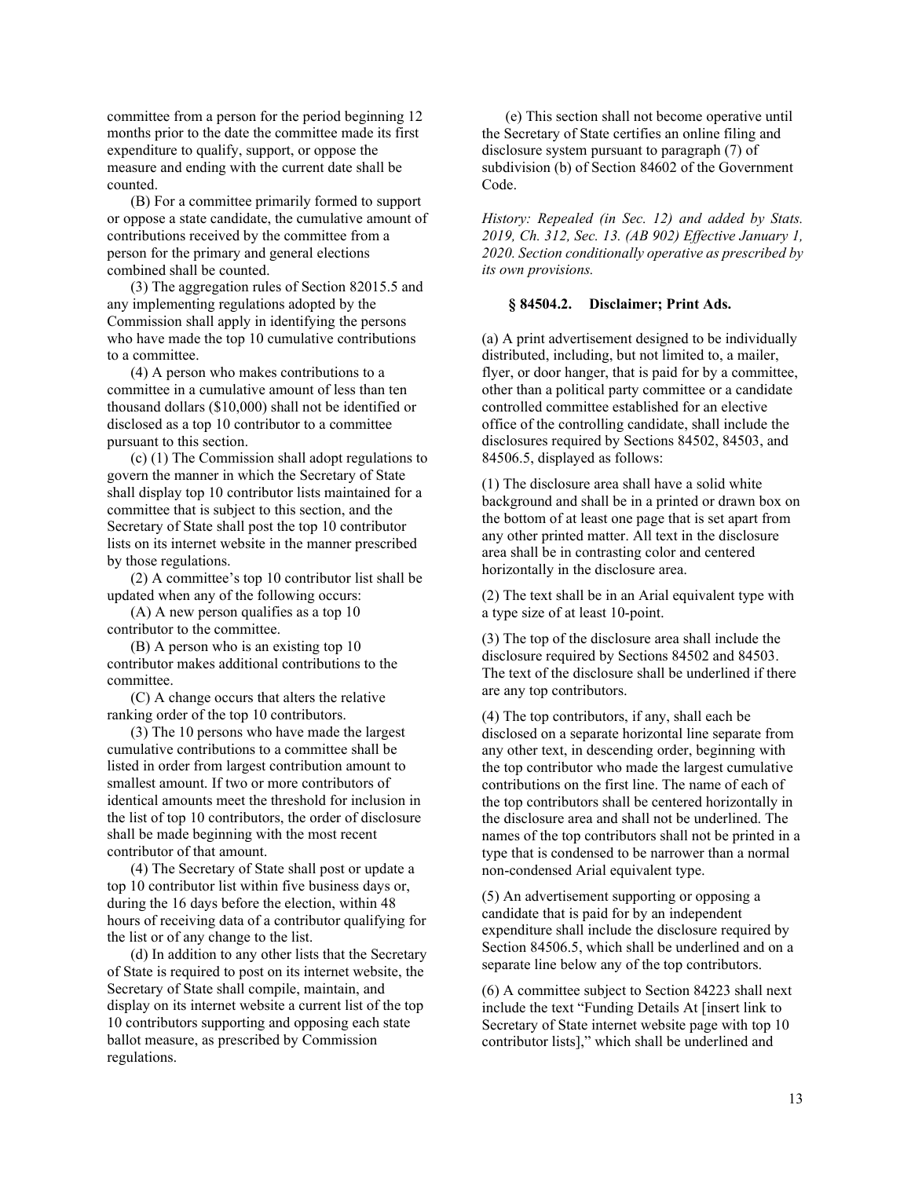committee from a person for the period beginning 12 months prior to the date the committee made its first expenditure to qualify, support, or oppose the measure and ending with the current date shall be counted.

(B) For a committee primarily formed to support or oppose a state candidate, the cumulative amount of contributions received by the committee from a person for the primary and general elections combined shall be counted.

(3) The aggregation rules of Section 82015.5 and any implementing regulations adopted by the Commission shall apply in identifying the persons who have made the top 10 cumulative contributions to a committee.

(4) A person who makes contributions to a committee in a cumulative amount of less than ten thousand dollars ($10,000) shall not be identified or disclosed as a top 10 contributor to a committee pursuant to this section.

(c) (1) The Commission shall adopt regulations to govern the manner in which the Secretary of State shall display top 10 contributor lists maintained for a committee that is subject to this section, and the Secretary of State shall post the top 10 contributor lists on its internet website in the manner prescribed by those regulations.

(2) A committee's top 10 contributor list shall be updated when any of the following occurs:

(A) A new person qualifies as a top 10 contributor to the committee.

(B) A person who is an existing top 10 contributor makes additional contributions to the committee.

(C) A change occurs that alters the relative ranking order of the top 10 contributors.

(3) The 10 persons who have made the largest cumulative contributions to a committee shall be listed in order from largest contribution amount to smallest amount. If two or more contributors of identical amounts meet the threshold for inclusion in the list of top 10 contributors, the order of disclosure shall be made beginning with the most recent contributor of that amount.

(4) The Secretary of State shall post or update a top 10 contributor list within five business days or, during the 16 days before the election, within 48 hours of receiving data of a contributor qualifying for the list or of any change to the list.

(d) In addition to any other lists that the Secretary of State is required to post on its internet website, the Secretary of State shall compile, maintain, and display on its internet website a current list of the top 10 contributors supporting and opposing each state ballot measure, as prescribed by Commission regulations.

(e) This section shall not become operative until the Secretary of State certifies an online filing and disclosure system pursuant to paragraph (7) of subdivision (b) of Section 84602 of the Government Code.

*History: Repealed (in Sec. 12) and added by Stats. 2019, Ch. 312, Sec. 13. (AB 902) Effective January 1, 2020. Section conditionally operative as prescribed by its own provisions.*

### § 84504.2. Disclaimer; Print Ads.

(a) A print advertisement designed to be individually distributed, including, but not limited to, a mailer, flyer, or door hanger, that is paid for by a committee, other than a political party committee or a candidate controlled committee established for an elective office of the controlling candidate, shall include the disclosures required by Sections 84502, 84503, and 84506.5, displayed as follows:

(1) The disclosure area shall have a solid white background and shall be in a printed or drawn box on the bottom of at least one page that is set apart from any other printed matter. All text in the disclosure area shall be in contrasting color and centered horizontally in the disclosure area.

(2) The text shall be in an Arial equivalent type with a type size of at least 10-point.

(3) The top of the disclosure area shall include the disclosure required by Sections 84502 and 84503. The text of the disclosure shall be underlined if there are any top contributors.

(4) The top contributors, if any, shall each be disclosed on a separate horizontal line separate from any other text, in descending order, beginning with the top contributor who made the largest cumulative contributions on the first line. The name of each of the top contributors shall be centered horizontally in the disclosure area and shall not be underlined. The names of the top contributors shall not be printed in a type that is condensed to be narrower than a normal non-condensed Arial equivalent type.

(5) An advertisement supporting or opposing a candidate that is paid for by an independent expenditure shall include the disclosure required by Section 84506.5, which shall be underlined and on a separate line below any of the top contributors.

(6) A committee subject to Section 84223 shall next include the text "Funding Details At [insert link to Secretary of State internet website page with top 10 contributor lists]," which shall be underlined and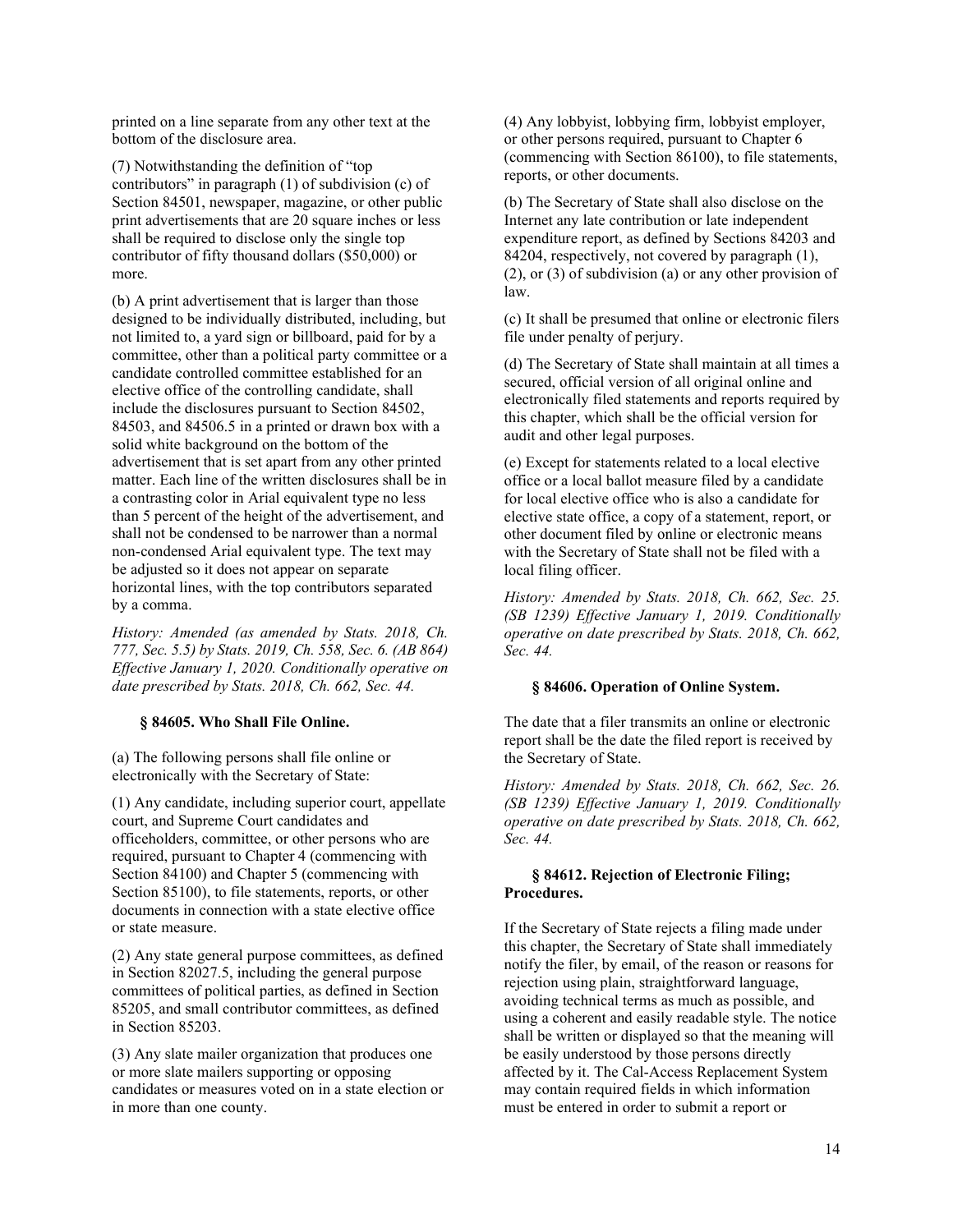printed on a line separate from any other text at the bottom of the disclosure area.

(7) Notwithstanding the definition of "top contributors" in paragraph (1) of subdivision (c) of Section 84501, newspaper, magazine, or other public print advertisements that are 20 square inches or less shall be required to disclose only the single top contributor of fifty thousand dollars ($50,000) or more.

(b) A print advertisement that is larger than those designed to be individually distributed, including, but not limited to, a yard sign or billboard, paid for by a committee, other than a political party committee or a candidate controlled committee established for an elective office of the controlling candidate, shall include the disclosures pursuant to Section 84502, 84503, and 84506.5 in a printed or drawn box with a solid white background on the bottom of the advertisement that is set apart from any other printed matter. Each line of the written disclosures shall be in a contrasting color in Arial equivalent type no less than 5 percent of the height of the advertisement, and shall not be condensed to be narrower than a normal non-condensed Arial equivalent type. The text may be adjusted so it does not appear on separate horizontal lines, with the top contributors separated by a comma.

*History: Amended (as amended by Stats. 2018, Ch. 777, Sec. 5.5) by Stats. 2019, Ch. 558, Sec. 6. (AB 864) Effective January 1, 2020. Conditionally operative on date prescribed by Stats. 2018, Ch. 662, Sec. 44.*

### § 84605. Who Shall File Online.

(a) The following persons shall file online or electronically with the Secretary of State:

(1) Any candidate, including superior court, appellate court, and Supreme Court candidates and officeholders, committee, or other persons who are required, pursuant to Chapter 4 (commencing with Section 84100) and Chapter 5 (commencing with Section 85100), to file statements, reports, or other documents in connection with a state elective office or state measure.

(2) Any state general purpose committees, as defined in Section 82027.5, including the general purpose committees of political parties, as defined in Section 85205, and small contributor committees, as defined in Section 85203.

(3) Any slate mailer organization that produces one or more slate mailers supporting or opposing candidates or measures voted on in a state election or in more than one county.

(4) Any lobbyist, lobbying firm, lobbyist employer, or other persons required, pursuant to Chapter 6 (commencing with Section 86100), to file statements, reports, or other documents.

(b) The Secretary of State shall also disclose on the Internet any late contribution or late independent expenditure report, as defined by Sections 84203 and 84204, respectively, not covered by paragraph (1), (2), or (3) of subdivision (a) or any other provision of law.

(c) It shall be presumed that online or electronic filers file under penalty of perjury.

(d) The Secretary of State shall maintain at all times a secured, official version of all original online and electronically filed statements and reports required by this chapter, which shall be the official version for audit and other legal purposes.

(e) Except for statements related to a local elective office or a local ballot measure filed by a candidate for local elective office who is also a candidate for elective state office, a copy of a statement, report, or other document filed by online or electronic means with the Secretary of State shall not be filed with a local filing officer.

*History: Amended by Stats. 2018, Ch. 662, Sec. 25. (SB 1239) Effective January 1, 2019. Conditionally operative on date prescribed by Stats. 2018, Ch. 662, Sec. 44.*

### § 84606. Operation of Online System.

The date that a filer transmits an online or electronic report shall be the date the filed report is received by the Secretary of State.

*History: Amended by Stats. 2018, Ch. 662, Sec. 26. (SB 1239) Effective January 1, 2019. Conditionally operative on date prescribed by Stats. 2018, Ch. 662, Sec. 44.*

### § 84612. Rejection of Electronic Filing; Procedures.

If the Secretary of State rejects a filing made under this chapter, the Secretary of State shall immediately notify the filer, by email, of the reason or reasons for rejection using plain, straightforward language, avoiding technical terms as much as possible, and using a coherent and easily readable style. The notice shall be written or displayed so that the meaning will be easily understood by those persons directly affected by it. The Cal-Access Replacement System may contain required fields in which information must be entered in order to submit a report or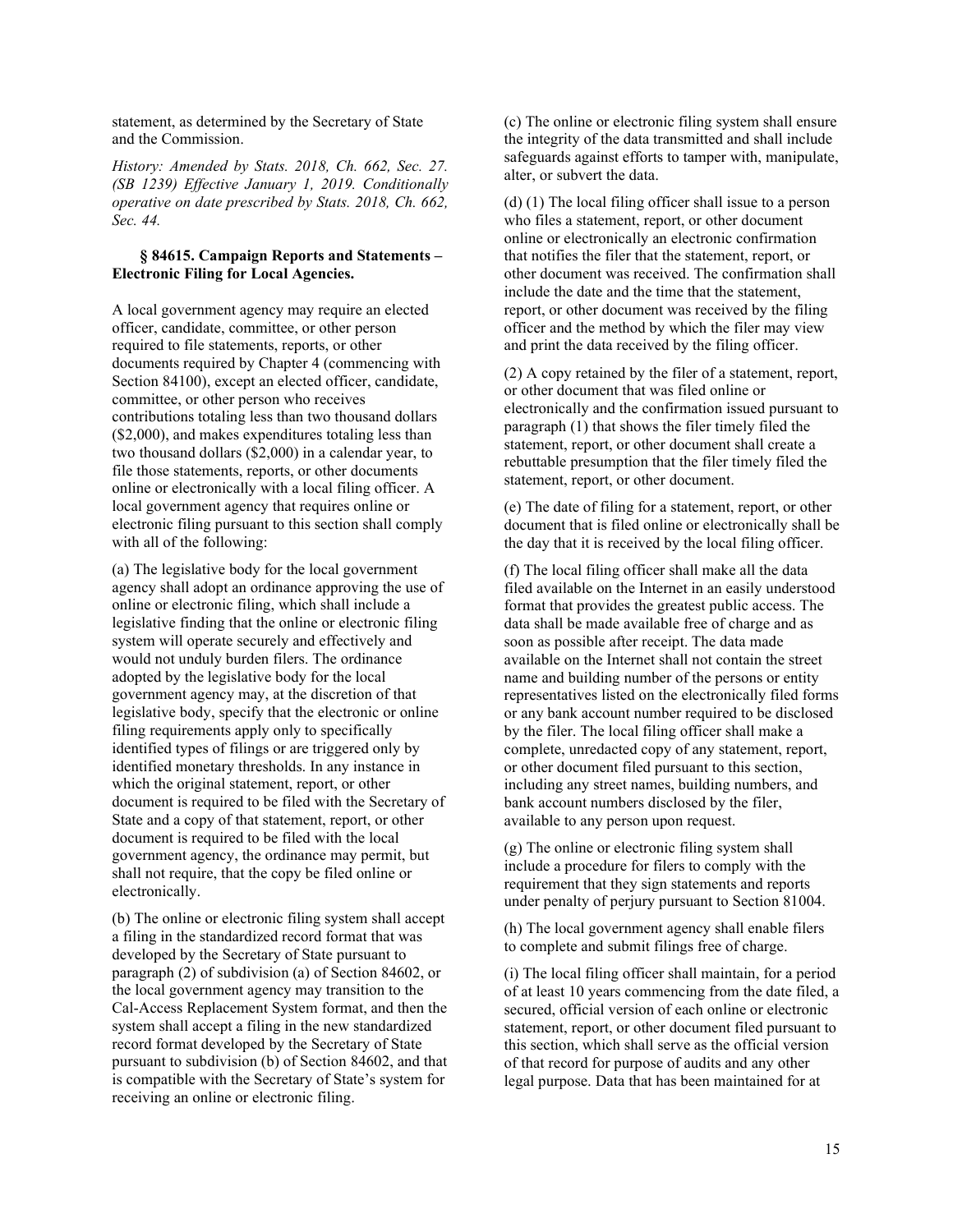statement, as determined by the Secretary of State and the Commission.

*History: Amended by Stats. 2018, Ch. 662, Sec. 27. (SB 1239) Effective January 1, 2019. Conditionally operative on date prescribed by Stats. 2018, Ch. 662, Sec. 44.*

### § 84615. Campaign Reports and Statements – Electronic Filing for Local Agencies.

A local government agency may require an elected officer, candidate, committee, or other person required to file statements, reports, or other documents required by Chapter 4 (commencing with Section 84100), except an elected officer, candidate, committee, or other person who receives contributions totaling less than two thousand dollars ($2,000), and makes expenditures totaling less than two thousand dollars ($2,000) in a calendar year, to file those statements, reports, or other documents online or electronically with a local filing officer. A local government agency that requires online or electronic filing pursuant to this section shall comply with all of the following:

(a) The legislative body for the local government agency shall adopt an ordinance approving the use of online or electronic filing, which shall include a legislative finding that the online or electronic filing system will operate securely and effectively and would not unduly burden filers. The ordinance adopted by the legislative body for the local government agency may, at the discretion of that legislative body, specify that the electronic or online filing requirements apply only to specifically identified types of filings or are triggered only by identified monetary thresholds. In any instance in which the original statement, report, or other document is required to be filed with the Secretary of State and a copy of that statement, report, or other document is required to be filed with the local government agency, the ordinance may permit, but shall not require, that the copy be filed online or electronically.

(b) The online or electronic filing system shall accept a filing in the standardized record format that was developed by the Secretary of State pursuant to paragraph (2) of subdivision (a) of Section 84602, or the local government agency may transition to the Cal-Access Replacement System format, and then the system shall accept a filing in the new standardized record format developed by the Secretary of State pursuant to subdivision (b) of Section 84602, and that is compatible with the Secretary of State's system for receiving an online or electronic filing.

(c) The online or electronic filing system shall ensure the integrity of the data transmitted and shall include safeguards against efforts to tamper with, manipulate, alter, or subvert the data.

(d) (1) The local filing officer shall issue to a person who files a statement, report, or other document online or electronically an electronic confirmation that notifies the filer that the statement, report, or other document was received. The confirmation shall include the date and the time that the statement, report, or other document was received by the filing officer and the method by which the filer may view and print the data received by the filing officer.

(2) A copy retained by the filer of a statement, report, or other document that was filed online or electronically and the confirmation issued pursuant to paragraph (1) that shows the filer timely filed the statement, report, or other document shall create a rebuttable presumption that the filer timely filed the statement, report, or other document.

(e) The date of filing for a statement, report, or other document that is filed online or electronically shall be the day that it is received by the local filing officer.

(f) The local filing officer shall make all the data filed available on the Internet in an easily understood format that provides the greatest public access. The data shall be made available free of charge and as soon as possible after receipt. The data made available on the Internet shall not contain the street name and building number of the persons or entity representatives listed on the electronically filed forms or any bank account number required to be disclosed by the filer. The local filing officer shall make a complete, unredacted copy of any statement, report, or other document filed pursuant to this section, including any street names, building numbers, and bank account numbers disclosed by the filer, available to any person upon request.

(g) The online or electronic filing system shall include a procedure for filers to comply with the requirement that they sign statements and reports under penalty of perjury pursuant to Section 81004.

(h) The local government agency shall enable filers to complete and submit filings free of charge.

(i) The local filing officer shall maintain, for a period of at least 10 years commencing from the date filed, a secured, official version of each online or electronic statement, report, or other document filed pursuant to this section, which shall serve as the official version of that record for purpose of audits and any other legal purpose. Data that has been maintained for at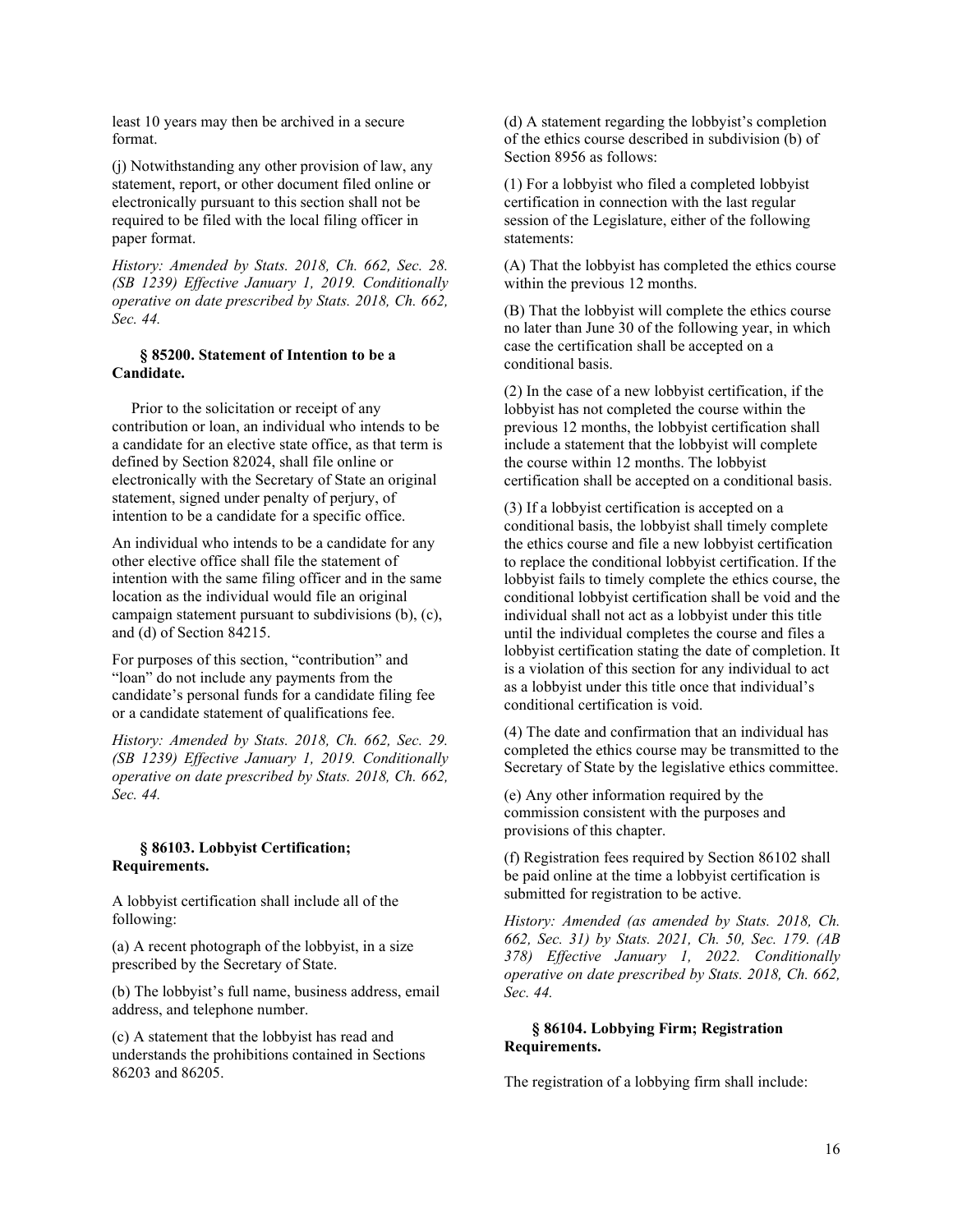least 10 years may then be archived in a secure format.

(j) Notwithstanding any other provision of law, any statement, report, or other document filed online or electronically pursuant to this section shall not be required to be filed with the local filing officer in paper format.

*History: Amended by Stats. 2018, Ch. 662, Sec. 28. (SB 1239) Effective January 1, 2019. Conditionally operative on date prescribed by Stats. 2018, Ch. 662, Sec. 44.*

### § 85200. Statement of Intention to be a Candidate.

Prior to the solicitation or receipt of any contribution or loan, an individual who intends to be a candidate for an elective state office, as that term is defined by Section 82024, shall file online or electronically with the Secretary of State an original statement, signed under penalty of perjury, of intention to be a candidate for a specific office.

An individual who intends to be a candidate for any other elective office shall file the statement of intention with the same filing officer and in the same location as the individual would file an original campaign statement pursuant to subdivisions (b), (c), and (d) of Section 84215.

For purposes of this section, "contribution" and "loan" do not include any payments from the candidate's personal funds for a candidate filing fee or a candidate statement of qualifications fee.

*History: Amended by Stats. 2018, Ch. 662, Sec. 29. (SB 1239) Effective January 1, 2019. Conditionally operative on date prescribed by Stats. 2018, Ch. 662, Sec. 44.*

### § 86103. Lobbyist Certification; Requirements.

A lobbyist certification shall include all of the following:

(a) A recent photograph of the lobbyist, in a size prescribed by the Secretary of State.

(b) The lobbyist's full name, business address, email address, and telephone number.

(c) A statement that the lobbyist has read and understands the prohibitions contained in Sections 86203 and 86205.

(d) A statement regarding the lobbyist's completion of the ethics course described in subdivision (b) of Section 8956 as follows:

(1) For a lobbyist who filed a completed lobbyist certification in connection with the last regular session of the Legislature, either of the following statements:

(A) That the lobbyist has completed the ethics course within the previous 12 months.

(B) That the lobbyist will complete the ethics course no later than June 30 of the following year, in which case the certification shall be accepted on a conditional basis.

(2) In the case of a new lobbyist certification, if the lobbyist has not completed the course within the previous 12 months, the lobbyist certification shall include a statement that the lobbyist will complete the course within 12 months. The lobbyist certification shall be accepted on a conditional basis.

(3) If a lobbyist certification is accepted on a conditional basis, the lobbyist shall timely complete the ethics course and file a new lobbyist certification to replace the conditional lobbyist certification. If the lobbyist fails to timely complete the ethics course, the conditional lobbyist certification shall be void and the individual shall not act as a lobbyist under this title until the individual completes the course and files a lobbyist certification stating the date of completion. It is a violation of this section for any individual to act as a lobbyist under this title once that individual's conditional certification is void.

(4) The date and confirmation that an individual has completed the ethics course may be transmitted to the Secretary of State by the legislative ethics committee.

(e) Any other information required by the commission consistent with the purposes and provisions of this chapter.

(f) Registration fees required by Section 86102 shall be paid online at the time a lobbyist certification is submitted for registration to be active.

*History: Amended (as amended by Stats. 2018, Ch. 662, Sec. 31) by Stats. 2021, Ch. 50, Sec. 179. (AB 378) Effective January 1, 2022. Conditionally operative on date prescribed by Stats. 2018, Ch. 662, Sec. 44.*

### § 86104. Lobbying Firm; Registration Requirements.

The registration of a lobbying firm shall include: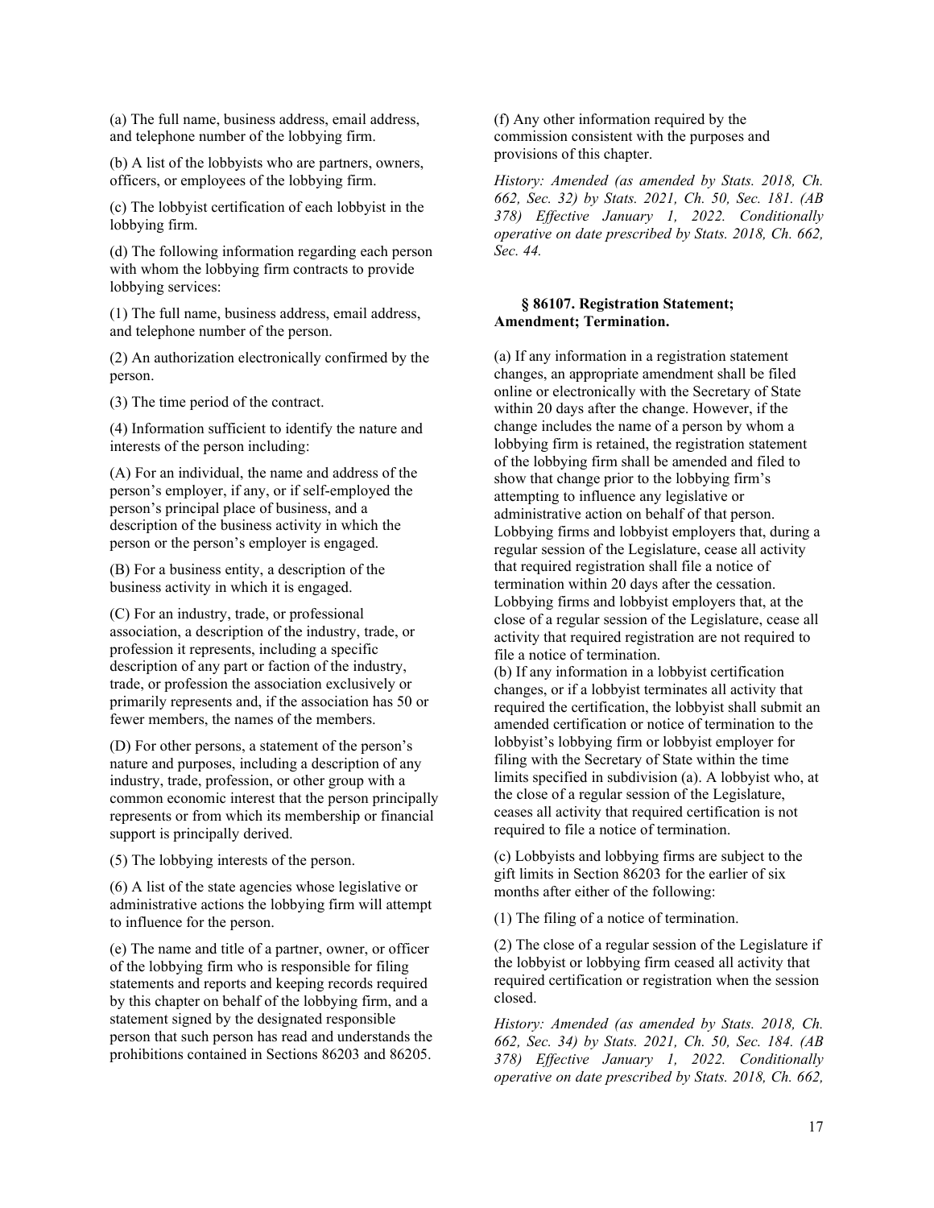(a) The full name, business address, email address, and telephone number of the lobbying firm.

(b) A list of the lobbyists who are partners, owners, officers, or employees of the lobbying firm.

(c) The lobbyist certification of each lobbyist in the lobbying firm.

(d) The following information regarding each person with whom the lobbying firm contracts to provide lobbying services:

(1) The full name, business address, email address, and telephone number of the person.

(2) An authorization electronically confirmed by the person.

(3) The time period of the contract.

(4) Information sufficient to identify the nature and interests of the person including:

(A) For an individual, the name and address of the person's employer, if any, or if self-employed the person's principal place of business, and a description of the business activity in which the person or the person's employer is engaged.

(B) For a business entity, a description of the business activity in which it is engaged.

(C) For an industry, trade, or professional association, a description of the industry, trade, or profession it represents, including a specific description of any part or faction of the industry, trade, or profession the association exclusively or primarily represents and, if the association has 50 or fewer members, the names of the members.

(D) For other persons, a statement of the person's nature and purposes, including a description of any industry, trade, profession, or other group with a common economic interest that the person principally represents or from which its membership or financial support is principally derived.

(5) The lobbying interests of the person.

(6) A list of the state agencies whose legislative or administrative actions the lobbying firm will attempt to influence for the person.

(e) The name and title of a partner, owner, or officer of the lobbying firm who is responsible for filing statements and reports and keeping records required by this chapter on behalf of the lobbying firm, and a statement signed by the designated responsible person that such person has read and understands the prohibitions contained in Sections 86203 and 86205.

(f) Any other information required by the commission consistent with the purposes and provisions of this chapter.

*History: Amended (as amended by Stats. 2018, Ch. 662, Sec. 32) by Stats. 2021, Ch. 50, Sec. 181. (AB 378) Effective January 1, 2022. Conditionally operative on date prescribed by Stats. 2018, Ch. 662, Sec. 44.*

### § 86107. Registration Statement; Amendment; Termination.

(a) If any information in a registration statement changes, an appropriate amendment shall be filed online or electronically with the Secretary of State within 20 days after the change. However, if the change includes the name of a person by whom a lobbying firm is retained, the registration statement of the lobbying firm shall be amended and filed to show that change prior to the lobbying firm's attempting to influence any legislative or administrative action on behalf of that person. Lobbying firms and lobbyist employers that, during a regular session of the Legislature, cease all activity that required registration shall file a notice of termination within 20 days after the cessation. Lobbying firms and lobbyist employers that, at the close of a regular session of the Legislature, cease all activity that required registration are not required to file a notice of termination.

(b) If any information in a lobbyist certification changes, or if a lobbyist terminates all activity that required the certification, the lobbyist shall submit an amended certification or notice of termination to the lobbyist's lobbying firm or lobbyist employer for filing with the Secretary of State within the time limits specified in subdivision (a). A lobbyist who, at the close of a regular session of the Legislature, ceases all activity that required certification is not required to file a notice of termination.

(c) Lobbyists and lobbying firms are subject to the gift limits in Section 86203 for the earlier of six months after either of the following:

(1) The filing of a notice of termination.

(2) The close of a regular session of the Legislature if the lobbyist or lobbying firm ceased all activity that required certification or registration when the session closed.

*History: Amended (as amended by Stats. 2018, Ch. 662, Sec. 34) by Stats. 2021, Ch. 50, Sec. 184. (AB 378) Effective January 1, 2022. Conditionally operative on date prescribed by Stats. 2018, Ch. 662,*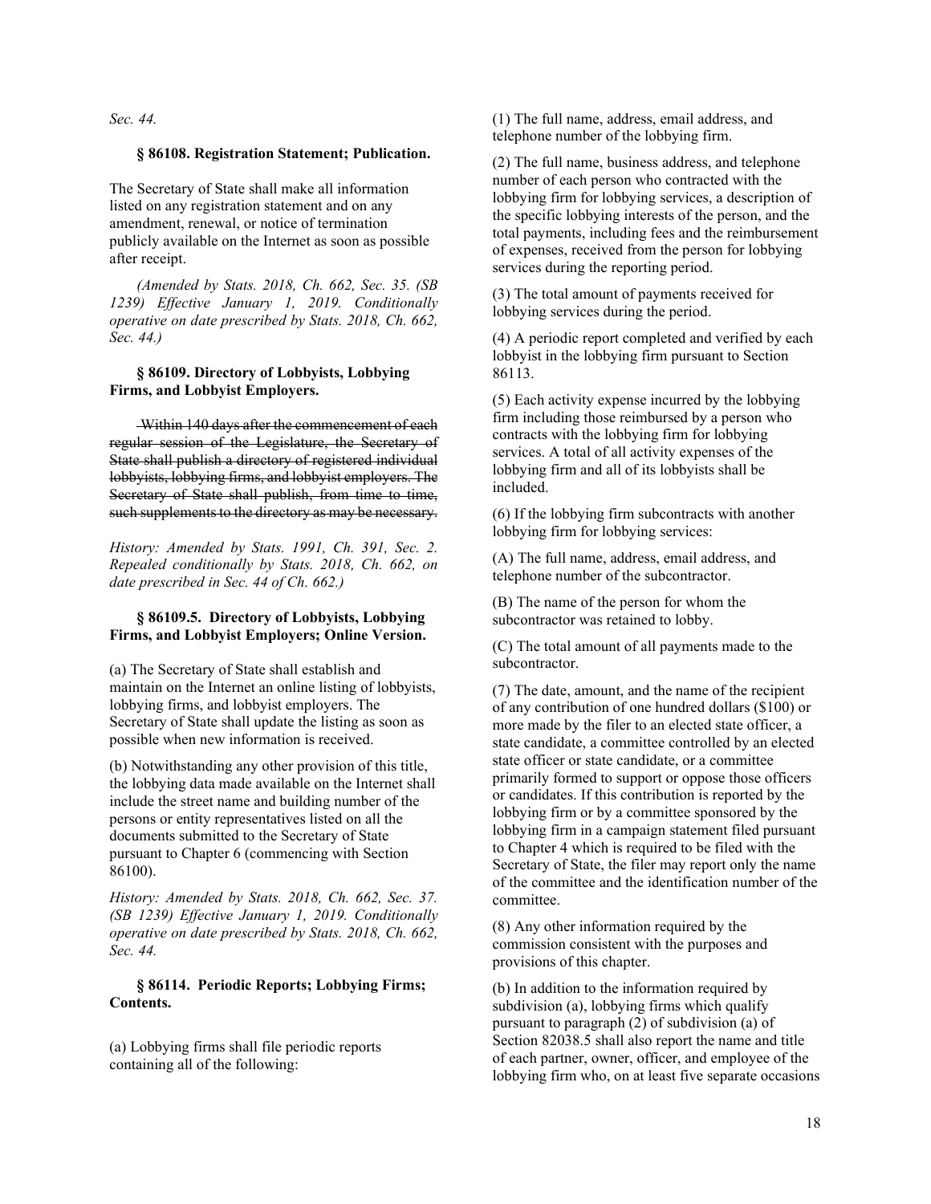*Sec. 44.*

### § 86108. Registration Statement; Publication.

The Secretary of State shall make all information listed on any registration statement and on any amendment, renewal, or notice of termination publicly available on the Internet as soon as possible after receipt.

*(Amended by Stats. 2018, Ch. 662, Sec. 35. (SB 1239) Effective January 1, 2019. Conditionally operative on date prescribed by Stats. 2018, Ch. 662, Sec. 44.)*

### § 86109. Directory of Lobbyists, Lobbying Firms, and Lobbyist Employers.

~~Within 140 days after the commencement of each regular session of the Legislature, the Secretary of State shall publish a directory of registered individual lobbyists, lobbying firms, and lobbyist employers. The Secretary of State shall publish, from time to time, such supplements to the directory as may be necessary.~~

*History: Amended by Stats. 1991, Ch. 391, Sec. 2. Repealed conditionally by Stats. 2018, Ch. 662, on date prescribed in Sec. 44 of Ch. 662.)*

### § 86109.5. Directory of Lobbyists, Lobbying Firms, and Lobbyist Employers; Online Version.

(a) The Secretary of State shall establish and maintain on the Internet an online listing of lobbyists, lobbying firms, and lobbyist employers. The Secretary of State shall update the listing as soon as possible when new information is received.

(b) Notwithstanding any other provision of this title, the lobbying data made available on the Internet shall include the street name and building number of the persons or entity representatives listed on all the documents submitted to the Secretary of State pursuant to Chapter 6 (commencing with Section 86100).

*History: Amended by Stats. 2018, Ch. 662, Sec. 37. (SB 1239) Effective January 1, 2019. Conditionally operative on date prescribed by Stats. 2018, Ch. 662, Sec. 44.*

### § 86114. Periodic Reports; Lobbying Firms; Contents.

(a) Lobbying firms shall file periodic reports containing all of the following:

(1) The full name, address, email address, and telephone number of the lobbying firm.

(2) The full name, business address, and telephone number of each person who contracted with the lobbying firm for lobbying services, a description of the specific lobbying interests of the person, and the total payments, including fees and the reimbursement of expenses, received from the person for lobbying services during the reporting period.

(3) The total amount of payments received for lobbying services during the period.

(4) A periodic report completed and verified by each lobbyist in the lobbying firm pursuant to Section 86113.

(5) Each activity expense incurred by the lobbying firm including those reimbursed by a person who contracts with the lobbying firm for lobbying services. A total of all activity expenses of the lobbying firm and all of its lobbyists shall be included.

(6) If the lobbying firm subcontracts with another lobbying firm for lobbying services:

(A) The full name, address, email address, and telephone number of the subcontractor.

(B) The name of the person for whom the subcontractor was retained to lobby.

(C) The total amount of all payments made to the subcontractor.

(7) The date, amount, and the name of the recipient of any contribution of one hundred dollars ($100) or more made by the filer to an elected state officer, a state candidate, a committee controlled by an elected state officer or state candidate, or a committee primarily formed to support or oppose those officers or candidates. If this contribution is reported by the lobbying firm or by a committee sponsored by the lobbying firm in a campaign statement filed pursuant to Chapter 4 which is required to be filed with the Secretary of State, the filer may report only the name of the committee and the identification number of the committee.

(8) Any other information required by the commission consistent with the purposes and provisions of this chapter.

(b) In addition to the information required by subdivision (a), lobbying firms which qualify pursuant to paragraph (2) of subdivision (a) of Section 82038.5 shall also report the name and title of each partner, owner, officer, and employee of the lobbying firm who, on at least five separate occasions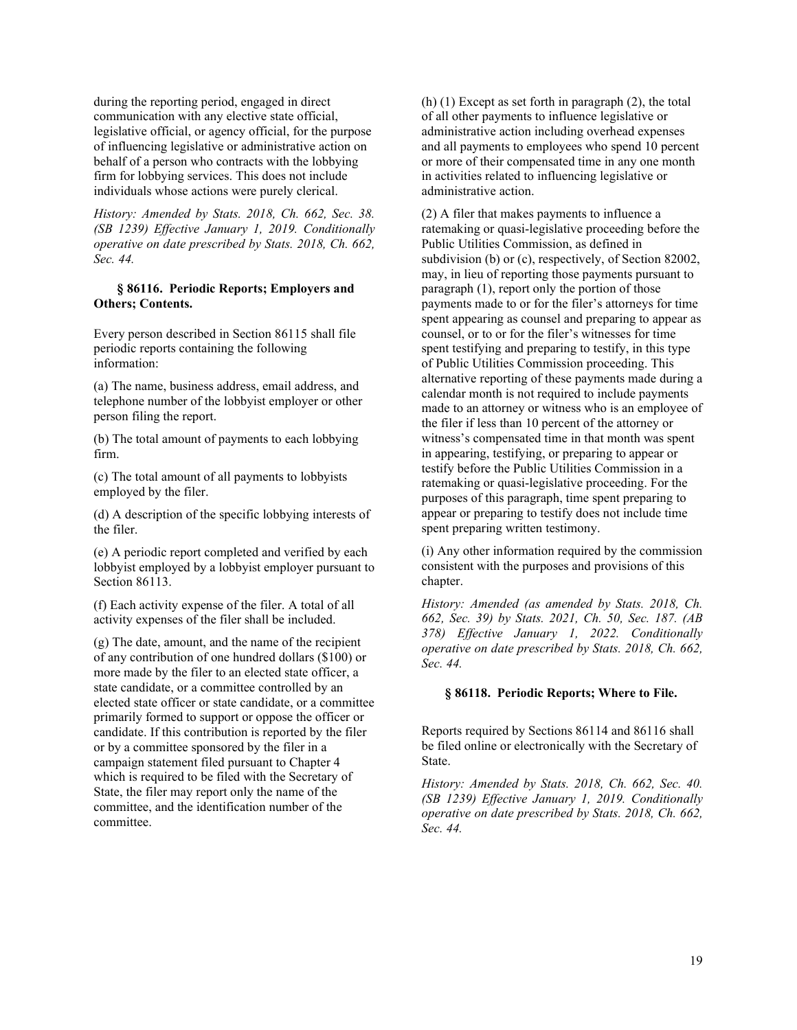during the reporting period, engaged in direct communication with any elective state official, legislative official, or agency official, for the purpose of influencing legislative or administrative action on behalf of a person who contracts with the lobbying firm for lobbying services. This does not include individuals whose actions were purely clerical.

*History: Amended by Stats. 2018, Ch. 662, Sec. 38. (SB 1239) Effective January 1, 2019. Conditionally operative on date prescribed by Stats. 2018, Ch. 662, Sec. 44.*

### § 86116. Periodic Reports; Employers and Others; Contents.

Every person described in Section 86115 shall file periodic reports containing the following information:

(a) The name, business address, email address, and telephone number of the lobbyist employer or other person filing the report.

(b) The total amount of payments to each lobbying firm.

(c) The total amount of all payments to lobbyists employed by the filer.

(d) A description of the specific lobbying interests of the filer.

(e) A periodic report completed and verified by each lobbyist employed by a lobbyist employer pursuant to Section 86113.

(f) Each activity expense of the filer. A total of all activity expenses of the filer shall be included.

(g) The date, amount, and the name of the recipient of any contribution of one hundred dollars ($100) or more made by the filer to an elected state officer, a state candidate, or a committee controlled by an elected state officer or state candidate, or a committee primarily formed to support or oppose the officer or candidate. If this contribution is reported by the filer or by a committee sponsored by the filer in a campaign statement filed pursuant to Chapter 4 which is required to be filed with the Secretary of State, the filer may report only the name of the committee, and the identification number of the committee.

(h) (1) Except as set forth in paragraph (2), the total of all other payments to influence legislative or administrative action including overhead expenses and all payments to employees who spend 10 percent or more of their compensated time in any one month in activities related to influencing legislative or administrative action.

(2) A filer that makes payments to influence a ratemaking or quasi-legislative proceeding before the Public Utilities Commission, as defined in subdivision (b) or (c), respectively, of Section 82002, may, in lieu of reporting those payments pursuant to paragraph (1), report only the portion of those payments made to or for the filer's attorneys for time spent appearing as counsel and preparing to appear as counsel, or to or for the filer's witnesses for time spent testifying and preparing to testify, in this type of Public Utilities Commission proceeding. This alternative reporting of these payments made during a calendar month is not required to include payments made to an attorney or witness who is an employee of the filer if less than 10 percent of the attorney or witness's compensated time in that month was spent in appearing, testifying, or preparing to appear or testify before the Public Utilities Commission in a ratemaking or quasi-legislative proceeding. For the purposes of this paragraph, time spent preparing to appear or preparing to testify does not include time spent preparing written testimony.

(i) Any other information required by the commission consistent with the purposes and provisions of this chapter.

*History: Amended (as amended by Stats. 2018, Ch. 662, Sec. 39) by Stats. 2021, Ch. 50, Sec. 187. (AB 378) Effective January 1, 2022. Conditionally operative on date prescribed by Stats. 2018, Ch. 662, Sec. 44.*

### § 86118. Periodic Reports; Where to File.

Reports required by Sections 86114 and 86116 shall be filed online or electronically with the Secretary of State.

*History: Amended by Stats. 2018, Ch. 662, Sec. 40. (SB 1239) Effective January 1, 2019. Conditionally operative on date prescribed by Stats. 2018, Ch. 662, Sec. 44.*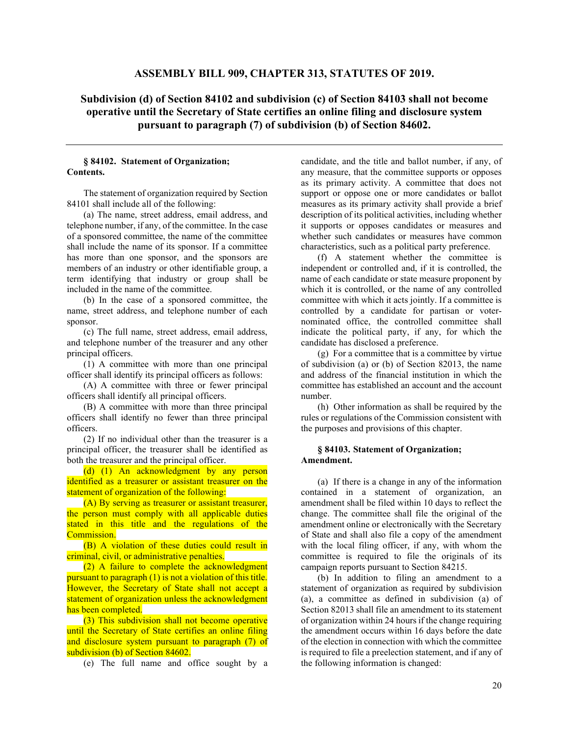## ASSEMBLY BILL 909, CHAPTER 313, STATUTES OF 2019.

### Subdivision (d) of Section 84102 and subdivision (c) of Section 84103 shall not become operative until the Secretary of State certifies an online filing and disclosure system pursuant to paragraph (7) of subdivision (b) of Section 84602.

---

**§ 84102. Statement of Organization; Contents.**

The statement of organization required by Section 84101 shall include all of the following:

(a) The name, street address, email address, and telephone number, if any, of the committee. In the case of a sponsored committee, the name of the committee shall include the name of its sponsor. If a committee has more than one sponsor, and the sponsors are members of an industry or other identifiable group, a term identifying that industry or group shall be included in the name of the committee.

(b) In the case of a sponsored committee, the name, street address, and telephone number of each sponsor.

(c) The full name, street address, email address, and telephone number of the treasurer and any other principal officers.

(1) A committee with more than one principal officer shall identify its principal officers as follows:

(A) A committee with three or fewer principal officers shall identify all principal officers.

(B) A committee with more than three principal officers shall identify no fewer than three principal officers.

(2) If no individual other than the treasurer is a principal officer, the treasurer shall be identified as both the treasurer and the principal officer.

(d) (1) An acknowledgment by any person identified as a treasurer or assistant treasurer on the statement of organization of the following:

(A) By serving as treasurer or assistant treasurer, the person must comply with all applicable duties stated in this title and the regulations of the Commission.

(B) A violation of these duties could result in criminal, civil, or administrative penalties.

(2) A failure to complete the acknowledgment pursuant to paragraph (1) is not a violation of this title. However, the Secretary of State shall not accept a statement of organization unless the acknowledgment has been completed.

(3) This subdivision shall not become operative until the Secretary of State certifies an online filing and disclosure system pursuant to paragraph (7) of subdivision (b) of Section 84602.

(e) The full name and office sought by a candidate, and the title and ballot number, if any, of any measure, that the committee supports or opposes as its primary activity. A committee that does not support or oppose one or more candidates or ballot measures as its primary activity shall provide a brief description of its political activities, including whether it supports or opposes candidates or measures and whether such candidates or measures have common characteristics, such as a political party preference.

(f) A statement whether the committee is independent or controlled and, if it is controlled, the name of each candidate or state measure proponent by which it is controlled, or the name of any controlled committee with which it acts jointly. If a committee is controlled by a candidate for partisan or voter-nominated office, the controlled committee shall indicate the political party, if any, for which the candidate has disclosed a preference.

(g) For a committee that is a committee by virtue of subdivision (a) or (b) of Section 82013, the name and address of the financial institution in which the committee has established an account and the account number.

(h) Other information as shall be required by the rules or regulations of the Commission consistent with the purposes and provisions of this chapter.

**§ 84103. Statement of Organization; Amendment.**

(a) If there is a change in any of the information contained in a statement of organization, an amendment shall be filed within 10 days to reflect the change. The committee shall file the original of the amendment online or electronically with the Secretary of State and shall also file a copy of the amendment with the local filing officer, if any, with whom the committee is required to file the originals of its campaign reports pursuant to Section 84215.

(b) In addition to filing an amendment to a statement of organization as required by subdivision (a), a committee as defined in subdivision (a) of Section 82013 shall file an amendment to its statement of organization within 24 hours if the change requiring the amendment occurs within 16 days before the date of the election in connection with which the committee is required to file a preelection statement, and if any of the following information is changed: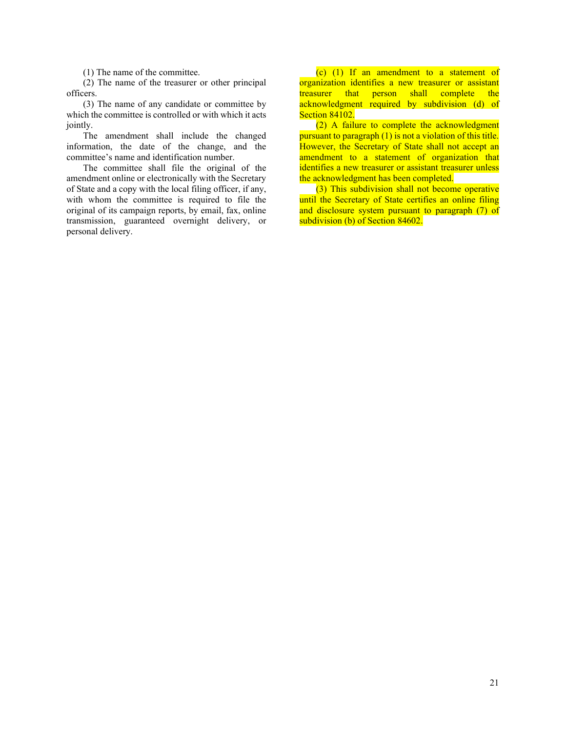(1) The name of the committee.

(2) The name of the treasurer or other principal officers.

(3) The name of any candidate or committee by which the committee is controlled or with which it acts jointly.

The amendment shall include the changed information, the date of the change, and the committee's name and identification number.

The committee shall file the original of the amendment online or electronically with the Secretary of State and a copy with the local filing officer, if any, with whom the committee is required to file the original of its campaign reports, by email, fax, online transmission, guaranteed overnight delivery, or personal delivery.

(c) (1) If an amendment to a statement of organization identifies a new treasurer or assistant treasurer that person shall complete the acknowledgment required by subdivision (d) of Section 84102.

(2) A failure to complete the acknowledgment pursuant to paragraph (1) is not a violation of this title. However, the Secretary of State shall not accept an amendment to a statement of organization that identifies a new treasurer or assistant treasurer unless the acknowledgment has been completed.

(3) This subdivision shall not become operative until the Secretary of State certifies an online filing and disclosure system pursuant to paragraph (7) of subdivision (b) of Section 84602.